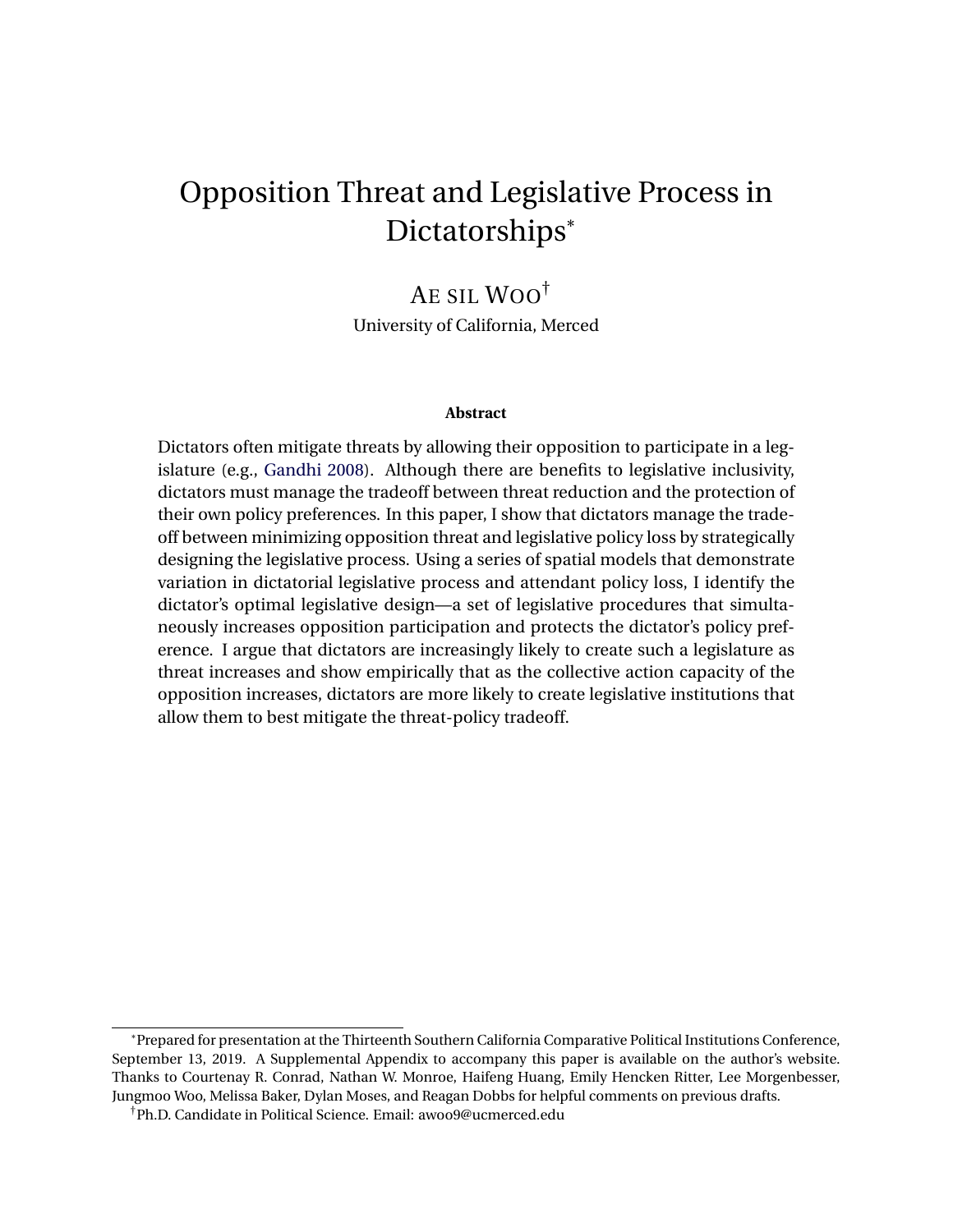# Opposition Threat and Legislative Process in Dictatorships*

AE SIL WOO†

University of California, Merced

**Abstract**

Dictators often mitigate threats by allowing their opposition to participate in a legislature (e.g., Gandhi 2008). Although there are benefits to legislative inclusivity, dictators must manage the tradeoff between threat reduction and the protection of their own policy preferences. In this paper, I show that dictators manage the tradeoff between minimizing opposition threat and legislative policy loss by strategically designing the legislative process. Using a series of spatial models that demonstrate variation in dictatorial legislative process and attendant policy loss, I identify the dictator's optimal legislative design—a set of legislative procedures that simultaneously increases opposition participation and protects the dictator's policy preference. I argue that dictators are increasingly likely to create such a legislature as threat increases and show empirically that as the collective action capacity of the opposition increases, dictators are more likely to create legislative institutions that allow them to best mitigate the threat-policy tradeoff.

---

*Prepared for presentation at the Thirteenth Southern California Comparative Political Institutions Conference, September 13, 2019. A Supplemental Appendix to accompany this paper is available on the author's website. Thanks to Courtenay R. Conrad, Nathan W. Monroe, Haifeng Huang, Emily Hencken Ritter, Lee Morgenbesser, Jungmoo Woo, Melissa Baker, Dylan Moses, and Reagan Dobbs for helpful comments on previous drafts.

†Ph.D. Candidate in Political Science. Email: awoo9@ucmerced.edu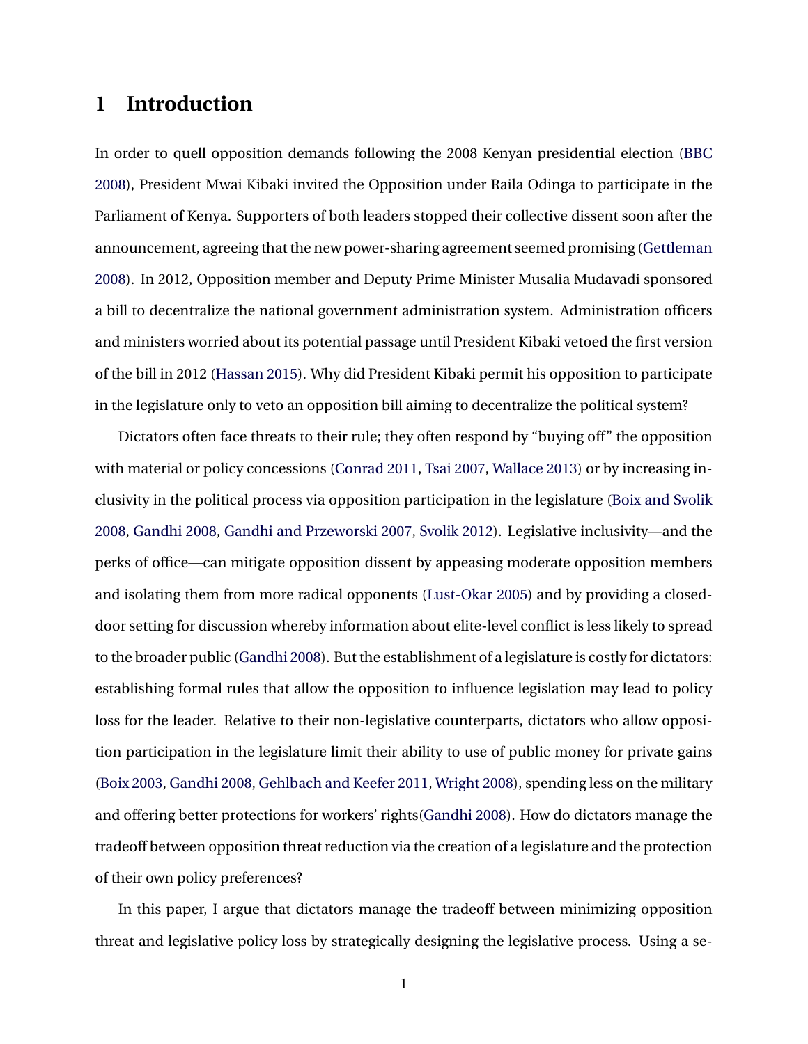# 1 Introduction

In order to quell opposition demands following the 2008 Kenyan presidential election (BBC 2008), President Mwai Kibaki invited the Opposition under Raila Odinga to participate in the Parliament of Kenya. Supporters of both leaders stopped their collective dissent soon after the announcement, agreeing that the new power-sharing agreement seemed promising (Gettleman 2008). In 2012, Opposition member and Deputy Prime Minister Musalia Mudavadi sponsored a bill to decentralize the national government administration system. Administration officers and ministers worried about its potential passage until President Kibaki vetoed the first version of the bill in 2012 (Hassan 2015). Why did President Kibaki permit his opposition to participate in the legislature only to veto an opposition bill aiming to decentralize the political system?

Dictators often face threats to their rule; they often respond by "buying off" the opposition with material or policy concessions (Conrad 2011, Tsai 2007, Wallace 2013) or by increasing inclusivity in the political process via opposition participation in the legislature (Boix and Svolik 2008, Gandhi 2008, Gandhi and Przeworski 2007, Svolik 2012). Legislative inclusivity—and the perks of office—can mitigate opposition dissent by appeasing moderate opposition members and isolating them from more radical opponents (Lust-Okar 2005) and by providing a closed-door setting for discussion whereby information about elite-level conflict is less likely to spread to the broader public (Gandhi 2008). But the establishment of a legislature is costly for dictators: establishing formal rules that allow the opposition to influence legislation may lead to policy loss for the leader. Relative to their non-legislative counterparts, dictators who allow opposition participation in the legislature limit their ability to use of public money for private gains (Boix 2003, Gandhi 2008, Gehlbach and Keefer 2011, Wright 2008), spending less on the military and offering better protections for workers' rights(Gandhi 2008). How do dictators manage the tradeoff between opposition threat reduction via the creation of a legislature and the protection of their own policy preferences?

In this paper, I argue that dictators manage the tradeoff between minimizing opposition threat and legislative policy loss by strategically designing the legislative process. Using a se-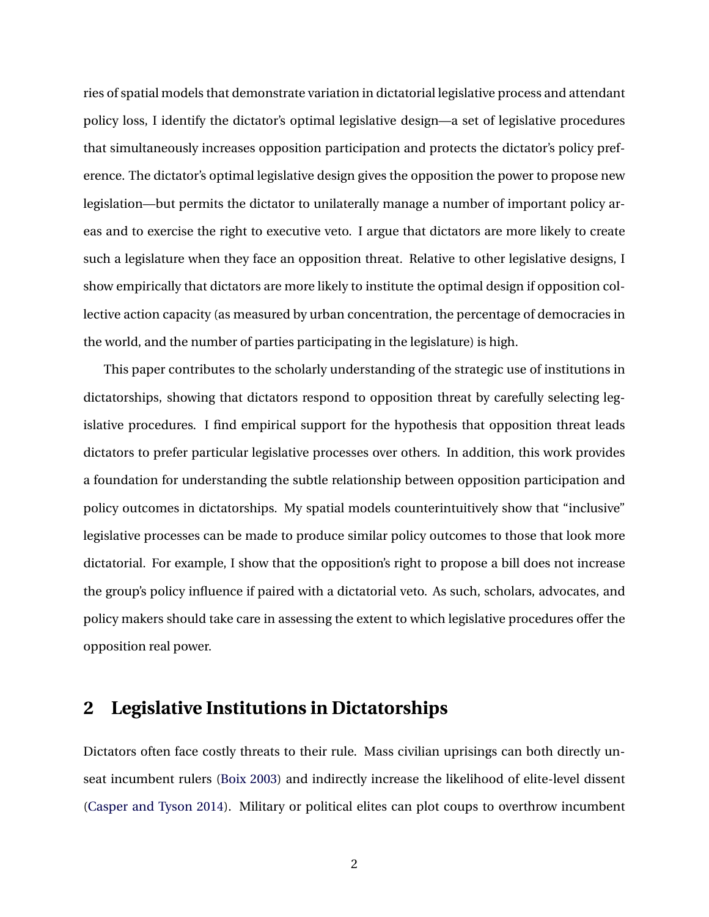ries of spatial models that demonstrate variation in dictatorial legislative process and attendant policy loss, I identify the dictator's optimal legislative design—a set of legislative procedures that simultaneously increases opposition participation and protects the dictator's policy preference. The dictator's optimal legislative design gives the opposition the power to propose new legislation—but permits the dictator to unilaterally manage a number of important policy areas and to exercise the right to executive veto. I argue that dictators are more likely to create such a legislature when they face an opposition threat. Relative to other legislative designs, I show empirically that dictators are more likely to institute the optimal design if opposition collective action capacity (as measured by urban concentration, the percentage of democracies in the world, and the number of parties participating in the legislature) is high.

This paper contributes to the scholarly understanding of the strategic use of institutions in dictatorships, showing that dictators respond to opposition threat by carefully selecting legislative procedures. I find empirical support for the hypothesis that opposition threat leads dictators to prefer particular legislative processes over others. In addition, this work provides a foundation for understanding the subtle relationship between opposition participation and policy outcomes in dictatorships. My spatial models counterintuitively show that "inclusive" legislative processes can be made to produce similar policy outcomes to those that look more dictatorial. For example, I show that the opposition's right to propose a bill does not increase the group's policy influence if paired with a dictatorial veto. As such, scholars, advocates, and policy makers should take care in assessing the extent to which legislative procedures offer the opposition real power.

## 2 Legislative Institutions in Dictatorships

Dictators often face costly threats to their rule. Mass civilian uprisings can both directly unseat incumbent rulers (Boix 2003) and indirectly increase the likelihood of elite-level dissent (Casper and Tyson 2014). Military or political elites can plot coups to overthrow incumbent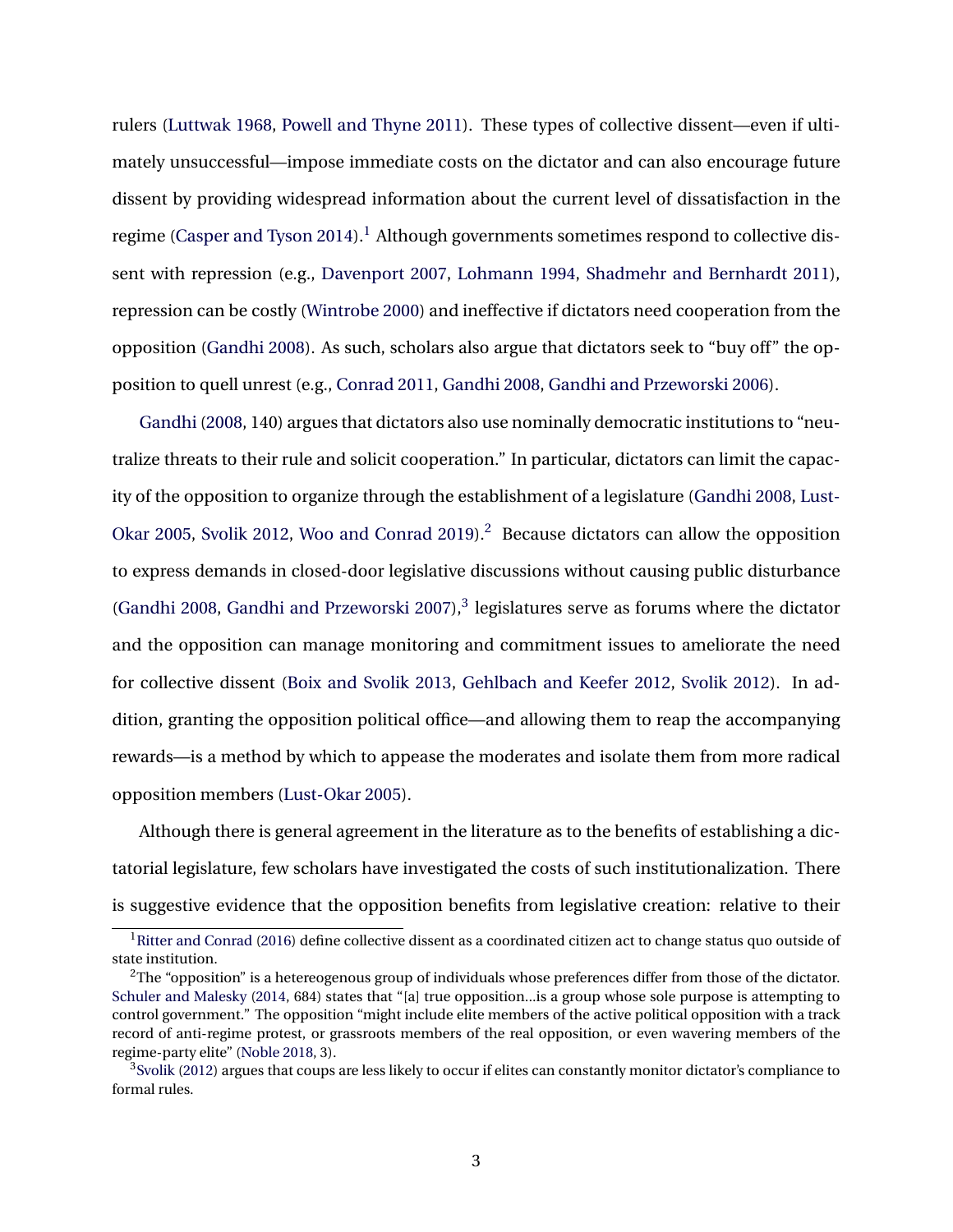rulers (Luttwak 1968, Powell and Thyne 2011). These types of collective dissent—even if ultimately unsuccessful—impose immediate costs on the dictator and can also encourage future dissent by providing widespread information about the current level of dissatisfaction in the regime (Casper and Tyson 2014).[1] Although governments sometimes respond to collective dissent with repression (e.g., Davenport 2007, Lohmann 1994, Shadmehr and Bernhardt 2011), repression can be costly (Wintrobe 2000) and ineffective if dictators need cooperation from the opposition (Gandhi 2008). As such, scholars also argue that dictators seek to "buy off" the opposition to quell unrest (e.g., Conrad 2011, Gandhi 2008, Gandhi and Przeworski 2006).

Gandhi (2008, 140) argues that dictators also use nominally democratic institutions to "neutralize threats to their rule and solicit cooperation." In particular, dictators can limit the capacity of the opposition to organize through the establishment of a legislature (Gandhi 2008, Lust-Okar 2005, Svolik 2012, Woo and Conrad 2019).[2] Because dictators can allow the opposition to express demands in closed-door legislative discussions without causing public disturbance (Gandhi 2008, Gandhi and Przeworski 2007),[3] legislatures serve as forums where the dictator and the opposition can manage monitoring and commitment issues to ameliorate the need for collective dissent (Boix and Svolik 2013, Gehlbach and Keefer 2012, Svolik 2012). In addition, granting the opposition political office—and allowing them to reap the accompanying rewards—is a method by which to appease the moderates and isolate them from more radical opposition members (Lust-Okar 2005).

Although there is general agreement in the literature as to the benefits of establishing a dictatorial legislature, few scholars have investigated the costs of such institutionalization. There is suggestive evidence that the opposition benefits from legislative creation: relative to their

[1] Ritter and Conrad (2016) define collective dissent as a coordinated citizen act to change status quo outside of state institution.

[2] The "opposition" is a hetereogenous group of individuals whose preferences differ from those of the dictator. Schuler and Malesky (2014, 684) states that "[a] true opposition...is a group whose sole purpose is attempting to control government." The opposition "might include elite members of the active political opposition with a track record of anti-regime protest, or grassroots members of the real opposition, or even wavering members of the regime-party elite" (Noble 2018, 3).

[3] Svolik (2012) argues that coups are less likely to occur if elites can constantly monitor dictator's compliance to formal rules.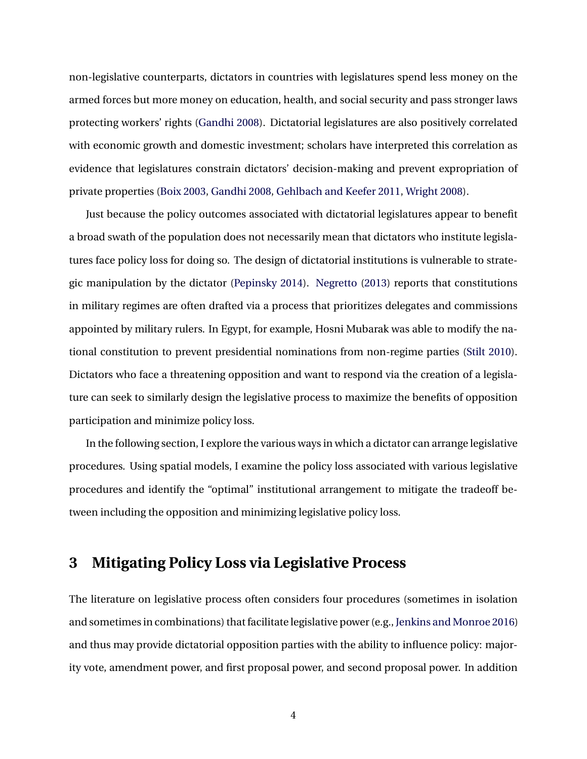non-legislative counterparts, dictators in countries with legislatures spend less money on the armed forces but more money on education, health, and social security and pass stronger laws protecting workers' rights (Gandhi 2008). Dictatorial legislatures are also positively correlated with economic growth and domestic investment; scholars have interpreted this correlation as evidence that legislatures constrain dictators' decision-making and prevent expropriation of private properties (Boix 2003, Gandhi 2008, Gehlbach and Keefer 2011, Wright 2008).

Just because the policy outcomes associated with dictatorial legislatures appear to benefit a broad swath of the population does not necessarily mean that dictators who institute legislatures face policy loss for doing so. The design of dictatorial institutions is vulnerable to strategic manipulation by the dictator (Pepinsky 2014). Negretto (2013) reports that constitutions in military regimes are often drafted via a process that prioritizes delegates and commissions appointed by military rulers. In Egypt, for example, Hosni Mubarak was able to modify the national constitution to prevent presidential nominations from non-regime parties (Stilt 2010). Dictators who face a threatening opposition and want to respond via the creation of a legislature can seek to similarly design the legislative process to maximize the benefits of opposition participation and minimize policy loss.

In the following section, I explore the various ways in which a dictator can arrange legislative procedures. Using spatial models, I examine the policy loss associated with various legislative procedures and identify the "optimal" institutional arrangement to mitigate the tradeoff between including the opposition and minimizing legislative policy loss.

## 3 Mitigating Policy Loss via Legislative Process

The literature on legislative process often considers four procedures (sometimes in isolation and sometimes in combinations) that facilitate legislative power (e.g., Jenkins and Monroe 2016) and thus may provide dictatorial opposition parties with the ability to influence policy: majority vote, amendment power, and first proposal power, and second proposal power. In addition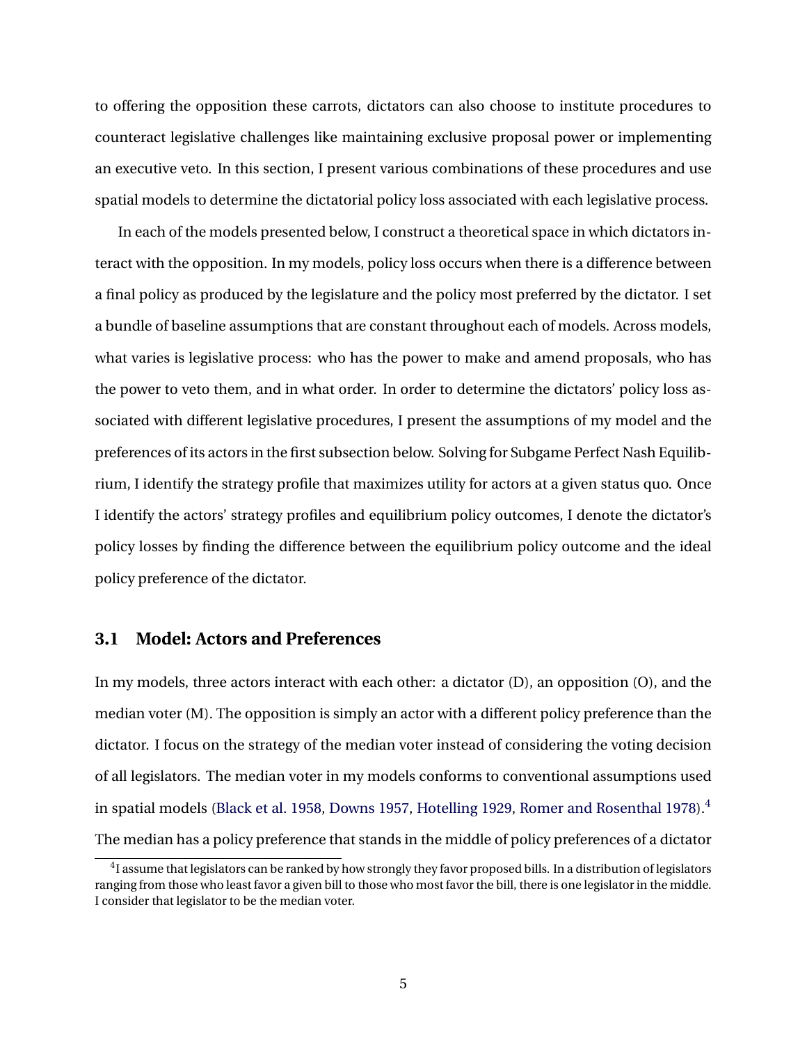to offering the opposition these carrots, dictators can also choose to institute procedures to counteract legislative challenges like maintaining exclusive proposal power or implementing an executive veto. In this section, I present various combinations of these procedures and use spatial models to determine the dictatorial policy loss associated with each legislative process.

In each of the models presented below, I construct a theoretical space in which dictators interact with the opposition. In my models, policy loss occurs when there is a difference between a final policy as produced by the legislature and the policy most preferred by the dictator. I set a bundle of baseline assumptions that are constant throughout each of models. Across models, what varies is legislative process: who has the power to make and amend proposals, who has the power to veto them, and in what order. In order to determine the dictators' policy loss associated with different legislative procedures, I present the assumptions of my model and the preferences of its actors in the first subsection below. Solving for Subgame Perfect Nash Equilibrium, I identify the strategy profile that maximizes utility for actors at a given status quo. Once I identify the actors' strategy profiles and equilibrium policy outcomes, I denote the dictator's policy losses by finding the difference between the equilibrium policy outcome and the ideal policy preference of the dictator.

### 3.1 Model: Actors and Preferences

In my models, three actors interact with each other: a dictator (D), an opposition (O), and the median voter (M). The opposition is simply an actor with a different policy preference than the dictator. I focus on the strategy of the median voter instead of considering the voting decision of all legislators. The median voter in my models conforms to conventional assumptions used in spatial models (Black et al. 1958, Downs 1957, Hotelling 1929, Romer and Rosenthal 1978).[4] The median has a policy preference that stands in the middle of policy preferences of a dictator

[4] I assume that legislators can be ranked by how strongly they favor proposed bills. In a distribution of legislators ranging from those who least favor a given bill to those who most favor the bill, there is one legislator in the middle. I consider that legislator to be the median voter.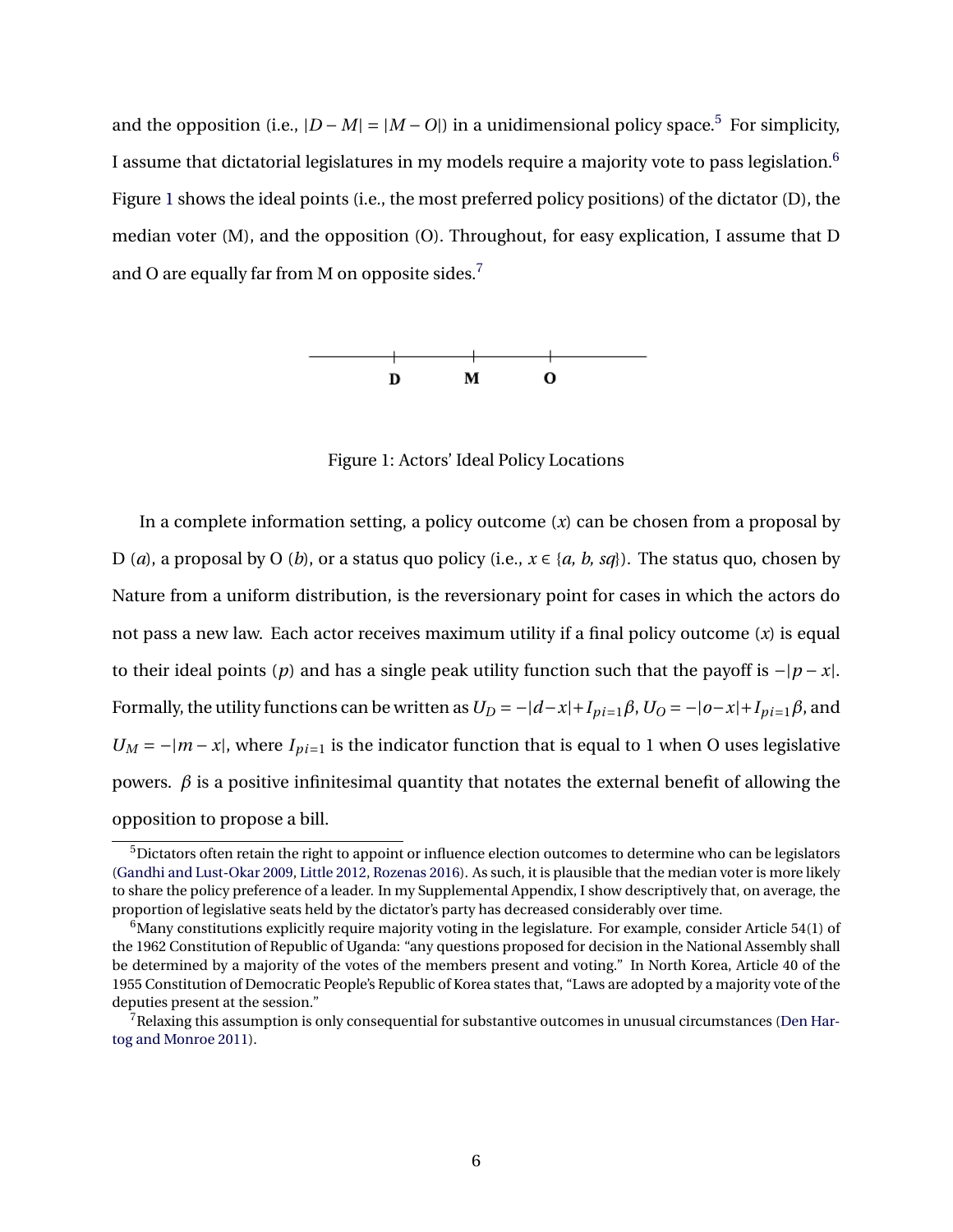and the opposition (i.e., $|D - M| = |M - O|$) in a unidimensional policy space.[5] For simplicity, I assume that dictatorial legislatures in my models require a majority vote to pass legislation.[6] Figure 1 shows the ideal points (i.e., the most preferred policy positions) of the dictator (D), the median voter (M), and the opposition (O). Throughout, for easy explication, I assume that D and O are equally far from M on opposite sides.[7]

Figure 1: Actors' Ideal Policy Locations

In a complete information setting, a policy outcome ($x$) can be chosen from a proposal by D ($a$), a proposal by O ($b$), or a status quo policy (i.e., $x \in \{a, b, sq\}$). The status quo, chosen by Nature from a uniform distribution, is the reversionary point for cases in which the actors do not pass a new law. Each actor receives maximum utility if a final policy outcome ($x$) is equal to their ideal points ($p$) and has a single peak utility function such that the payoff is $-|p - x|$. Formally, the utility functions can be written as $U_D = -|d - x| + I_{pi=1}\beta$, $U_O = -|o - x| + I_{pi=1}\beta$, and $U_M = -|m - x|$, where $I_{pi=1}$ is the indicator function that is equal to 1 when O uses legislative powers. $\beta$ is a positive infinitesimal quantity that notates the external benefit of allowing the opposition to propose a bill.

[5] Dictators often retain the right to appoint or influence election outcomes to determine who can be legislators (Gandhi and Lust-Okar 2009, Little 2012, Rozenas 2016). As such, it is plausible that the median voter is more likely to share the policy preference of a leader. In my Supplemental Appendix, I show descriptively that, on average, the proportion of legislative seats held by the dictator's party has decreased considerably over time.

[6] Many constitutions explicitly require majority voting in the legislature. For example, consider Article 54(1) of the 1962 Constitution of Republic of Uganda: "any questions proposed for decision in the National Assembly shall be determined by a majority of the votes of the members present and voting." In North Korea, Article 40 of the 1955 Constitution of Democratic People's Republic of Korea states that, "Laws are adopted by a majority vote of the deputies present at the session."

[7] Relaxing this assumption is only consequential for substantive outcomes in unusual circumstances (Den Hartog and Monroe 2011).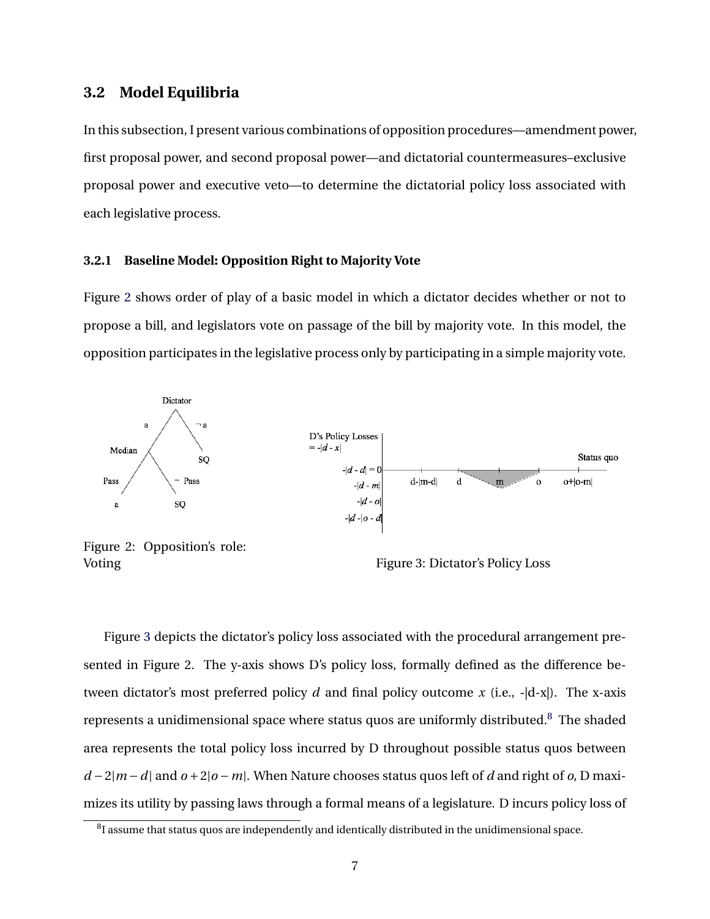### 3.2 Model Equilibria

In this subsection, I present various combinations of opposition procedures—amendment power, first proposal power, and second proposal power—and dictatorial countermeasures–exclusive proposal power and executive veto—to determine the dictatorial policy loss associated with each legislative process.

#### 3.2.1 Baseline Model: Opposition Right to Majority Vote

Figure 2 shows order of play of a basic model in which a dictator decides whether or not to propose a bill, and legislators vote on passage of the bill by majority vote. In this model, the opposition participates in the legislative process only by participating in a simple majority vote.

Figure 2: Opposition's role: Voting

Figure 3: Dictator's Policy Loss

Figure 3 depicts the dictator's policy loss associated with the procedural arrangement presented in Figure 2. The y-axis shows D's policy loss, formally defined as the difference between dictator's most preferred policy $d$ and final policy outcome $x$ (i.e., -|d-x|). The x-axis represents a unidimensional space where status quos are uniformly distributed.[8] The shaded area represents the total policy loss incurred by D throughout possible status quos between $d-2|m-d|$ and $o+2|o-m|$. When Nature chooses status quos left of $d$ and right of $o$, D maximizes its utility by passing laws through a formal means of a legislature. D incurs policy loss of

[8] I assume that status quos are independently and identically distributed in the unidimensional space.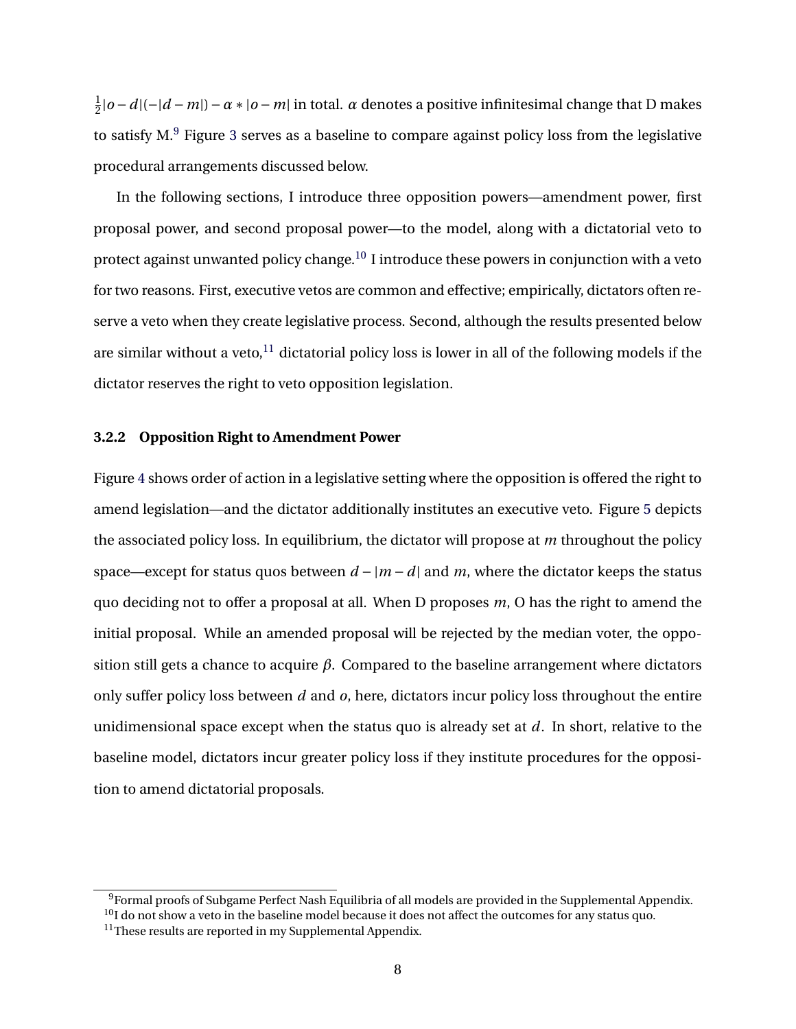$\frac{1}{2}|o-d|(-|d-m|) - \alpha * |o-m|$ in total. $\alpha$ denotes a positive infinitesimal change that D makes to satisfy M.[9] Figure 3 serves as a baseline to compare against policy loss from the legislative procedural arrangements discussed below.

In the following sections, I introduce three opposition powers—amendment power, first proposal power, and second proposal power—to the model, along with a dictatorial veto to protect against unwanted policy change.[10] I introduce these powers in conjunction with a veto for two reasons. First, executive vetos are common and effective; empirically, dictators often reserve a veto when they create legislative process. Second, although the results presented below are similar without a veto,[11] dictatorial policy loss is lower in all of the following models if the dictator reserves the right to veto opposition legislation.

#### 3.2.2 Opposition Right to Amendment Power

Figure 4 shows order of action in a legislative setting where the opposition is offered the right to amend legislation—and the dictator additionally institutes an executive veto. Figure 5 depicts the associated policy loss. In equilibrium, the dictator will propose at $m$ throughout the policy space—except for status quos between $d - |m-d|$ and $m$, where the dictator keeps the status quo deciding not to offer a proposal at all. When D proposes $m$, O has the right to amend the initial proposal. While an amended proposal will be rejected by the median voter, the opposition still gets a chance to acquire $\beta$. Compared to the baseline arrangement where dictators only suffer policy loss between $d$ and $o$, here, dictators incur policy loss throughout the entire unidimensional space except when the status quo is already set at $d$. In short, relative to the baseline model, dictators incur greater policy loss if they institute procedures for the opposition to amend dictatorial proposals.

---

[9] Formal proofs of Subgame Perfect Nash Equilibria of all models are provided in the Supplemental Appendix.

[10] I do not show a veto in the baseline model because it does not affect the outcomes for any status quo.

[11] These results are reported in my Supplemental Appendix.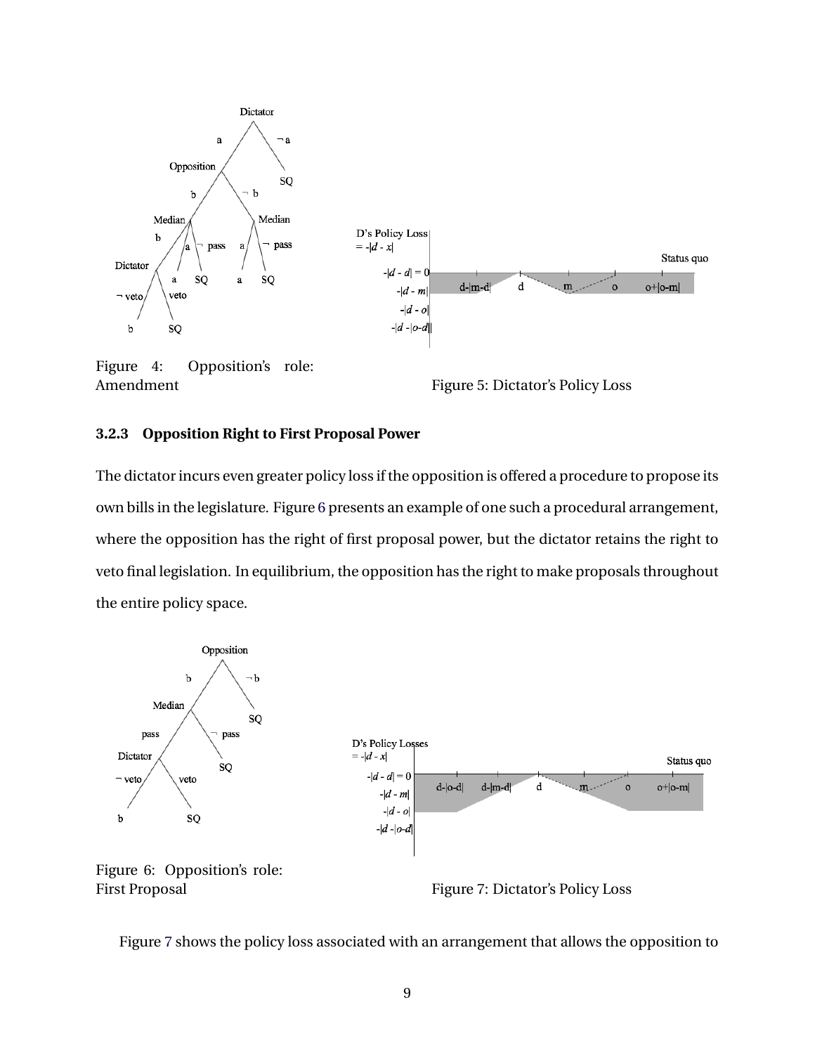Figure 4: Opposition's role: Amendment

Figure 5: Dictator's Policy Loss

### 3.2.3 Opposition Right to First Proposal Power

The dictator incurs even greater policy loss if the opposition is offered a procedure to propose its own bills in the legislature. Figure 6 presents an example of one such a procedural arrangement, where the opposition has the right of first proposal power, but the dictator retains the right to veto final legislation. In equilibrium, the opposition has the right to make proposals throughout the entire policy space.

Figure 6: Opposition's role: First Proposal

Figure 7: Dictator's Policy Loss

Figure 7 shows the policy loss associated with an arrangement that allows the opposition to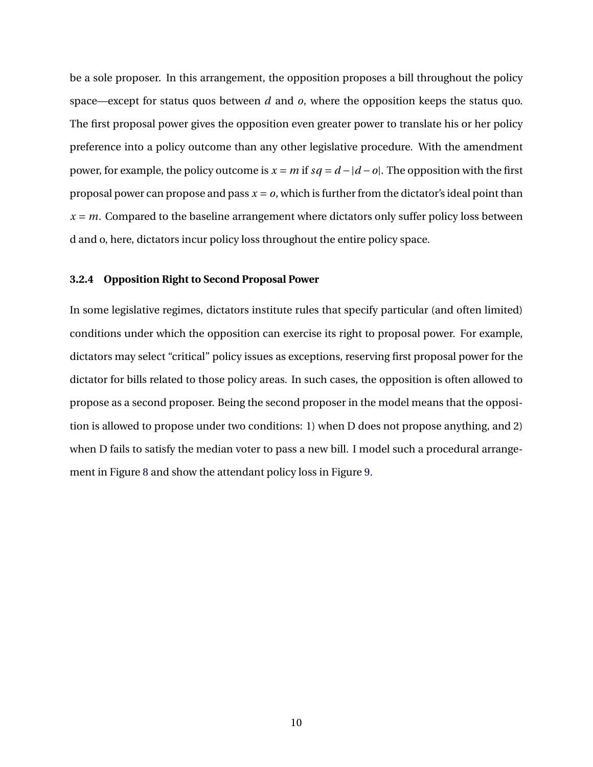be a sole proposer. In this arrangement, the opposition proposes a bill throughout the policy space—except for status quos between $d$ and $o$, where the opposition keeps the status quo. The first proposal power gives the opposition even greater power to translate his or her policy preference into a policy outcome than any other legislative procedure. With the amendment power, for example, the policy outcome is $x = m$ if $sq = d - |d - o|$. The opposition with the first proposal power can propose and pass $x = o$, which is further from the dictator's ideal point than $x = m$. Compared to the baseline arrangement where dictators only suffer policy loss between d and o, here, dictators incur policy loss throughout the entire policy space.

#### 3.2.4 Opposition Right to Second Proposal Power

In some legislative regimes, dictators institute rules that specify particular (and often limited) conditions under which the opposition can exercise its right to proposal power. For example, dictators may select "critical" policy issues as exceptions, reserving first proposal power for the dictator for bills related to those policy areas. In such cases, the opposition is often allowed to propose as a second proposer. Being the second proposer in the model means that the opposition is allowed to propose under two conditions: 1) when D does not propose anything, and 2) when D fails to satisfy the median voter to pass a new bill. I model such a procedural arrangement in Figure 8 and show the attendant policy loss in Figure 9.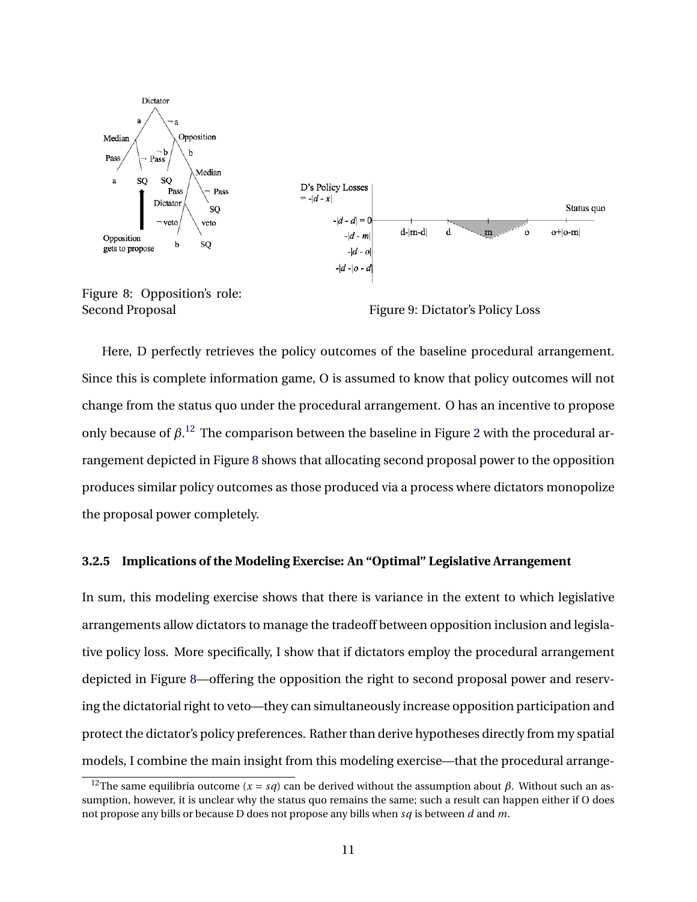Figure 8: Opposition's role: Second Proposal

Figure 9: Dictator's Policy Loss

Here, D perfectly retrieves the policy outcomes of the baseline procedural arrangement. Since this is complete information game, O is assumed to know that policy outcomes will not change from the status quo under the procedural arrangement. O has an incentive to propose only because of $\beta$.[12] The comparison between the baseline in Figure 2 with the procedural arrangement depicted in Figure 8 shows that allocating second proposal power to the opposition produces similar policy outcomes as those produced via a process where dictators monopolize the proposal power completely.

#### 3.2.5 Implications of the Modeling Exercise: An "Optimal" Legislative Arrangement

In sum, this modeling exercise shows that there is variance in the extent to which legislative arrangements allow dictators to manage the tradeoff between opposition inclusion and legislative policy loss. More specifically, I show that if dictators employ the procedural arrangement depicted in Figure 8—offering the opposition the right to second proposal power and reserving the dictatorial right to veto—they can simultaneously increase opposition participation and protect the dictator's policy preferences. Rather than derive hypotheses directly from my spatial models, I combine the main insight from this modeling exercise—that the procedural arrange-

[12] The same equilibria outcome ($x = sq$) can be derived without the assumption about $\beta$. Without such an assumption, however, it is unclear why the status quo remains the same; such a result can happen either if O does not propose any bills or because D does not propose any bills when $sq$ is between $d$ and $m$.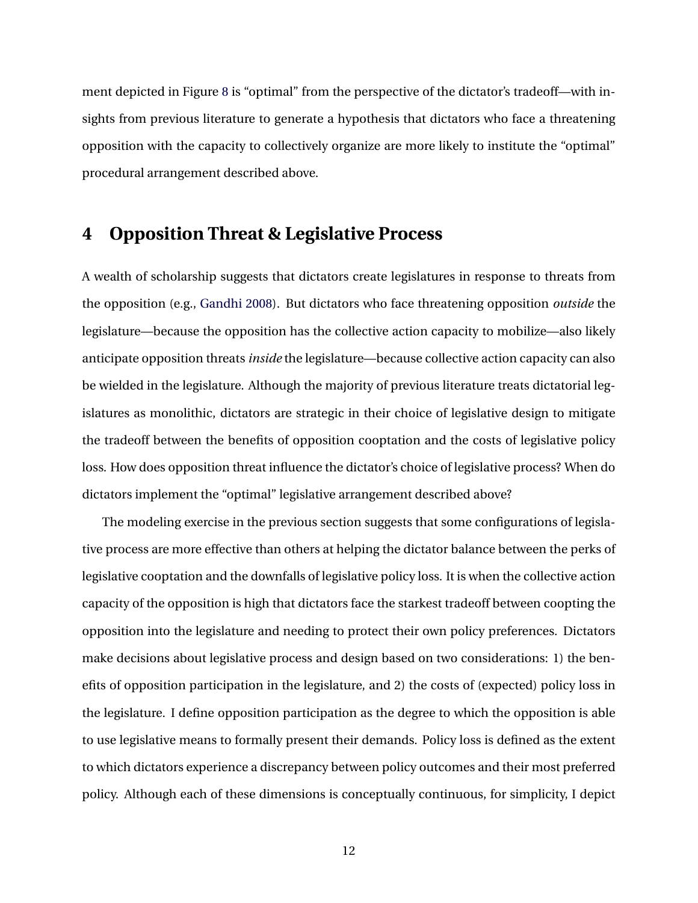ment depicted in Figure 8 is "optimal" from the perspective of the dictator's tradeoff—with insights from previous literature to generate a hypothesis that dictators who face a threatening opposition with the capacity to collectively organize are more likely to institute the "optimal" procedural arrangement described above.

## 4 Opposition Threat & Legislative Process

A wealth of scholarship suggests that dictators create legislatures in response to threats from the opposition (e.g., Gandhi 2008). But dictators who face threatening opposition *outside* the legislature—because the opposition has the collective action capacity to mobilize—also likely anticipate opposition threats *inside* the legislature—because collective action capacity can also be wielded in the legislature. Although the majority of previous literature treats dictatorial legislatures as monolithic, dictators are strategic in their choice of legislative design to mitigate the tradeoff between the benefits of opposition cooptation and the costs of legislative policy loss. How does opposition threat influence the dictator's choice of legislative process? When do dictators implement the "optimal" legislative arrangement described above?

The modeling exercise in the previous section suggests that some configurations of legislative process are more effective than others at helping the dictator balance between the perks of legislative cooptation and the downfalls of legislative policy loss. It is when the collective action capacity of the opposition is high that dictators face the starkest tradeoff between coopting the opposition into the legislature and needing to protect their own policy preferences. Dictators make decisions about legislative process and design based on two considerations: 1) the benefits of opposition participation in the legislature, and 2) the costs of (expected) policy loss in the legislature. I define opposition participation as the degree to which the opposition is able to use legislative means to formally present their demands. Policy loss is defined as the extent to which dictators experience a discrepancy between policy outcomes and their most preferred policy. Although each of these dimensions is conceptually continuous, for simplicity, I depict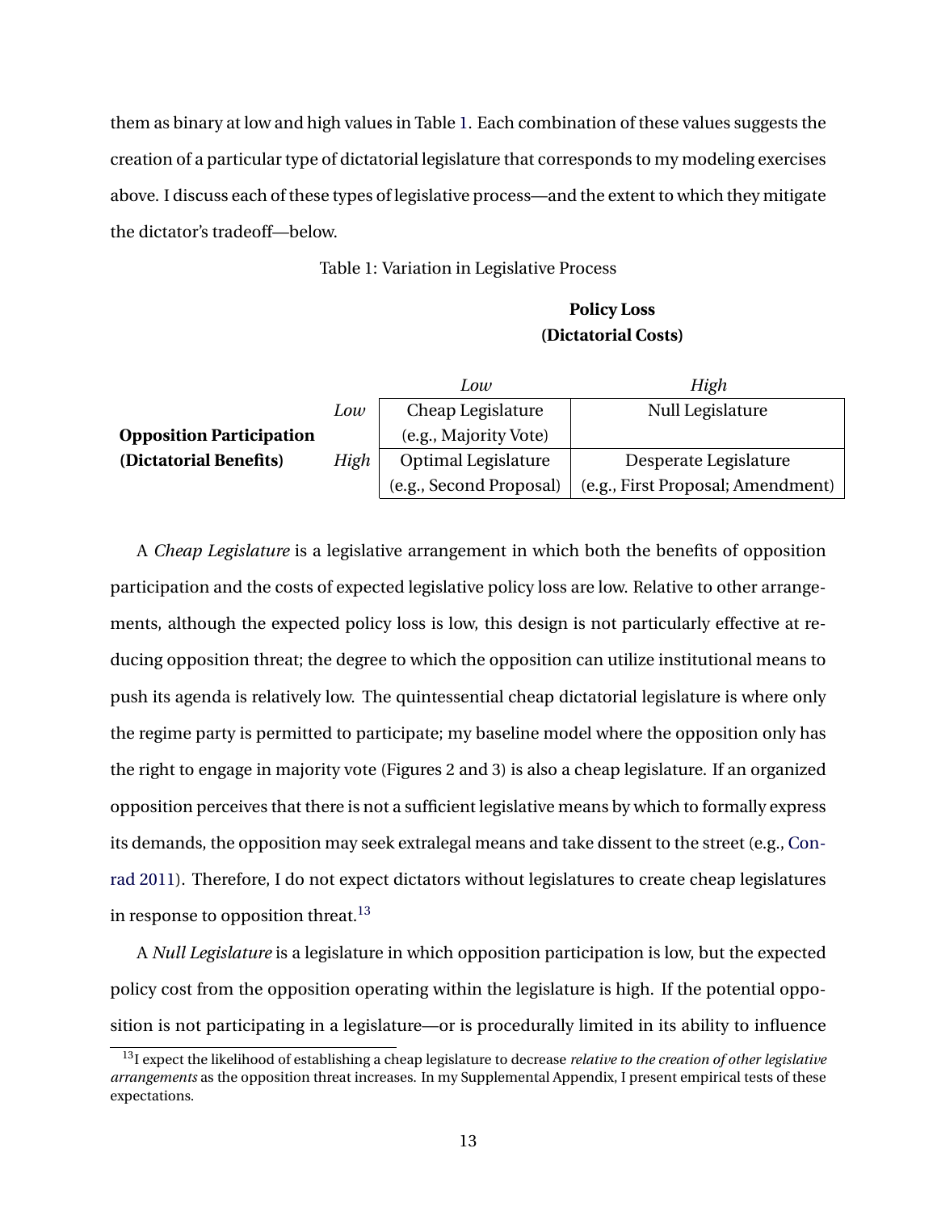them as binary at low and high values in Table 1. Each combination of these values suggests the creation of a particular type of dictatorial legislature that corresponds to my modeling exercises above. I discuss each of these types of legislative process—and the extent to which they mitigate the dictator's tradeoff—below.

Table 1: Variation in Legislative Process

| | | **Policy Loss (Dictatorial Costs)** | |
|---|---|---|---|
| | | *Low* | *High* |
| **Opposition Participation (Dictatorial Benefits)** | *Low* | Cheap Legislature (e.g., Majority Vote) | Null Legislature |
| | *High* | Optimal Legislature (e.g., Second Proposal) | Desperate Legislature (e.g., First Proposal; Amendment) |

A *Cheap Legislature* is a legislative arrangement in which both the benefits of opposition participation and the costs of expected legislative policy loss are low. Relative to other arrangements, although the expected policy loss is low, this design is not particularly effective at reducing opposition threat; the degree to which the opposition can utilize institutional means to push its agenda is relatively low. The quintessential cheap dictatorial legislature is where only the regime party is permitted to participate; my baseline model where the opposition only has the right to engage in majority vote (Figures 2 and 3) is also a cheap legislature. If an organized opposition perceives that there is not a sufficient legislative means by which to formally express its demands, the opposition may seek extralegal means and take dissent to the street (e.g., Conrad 2011). Therefore, I do not expect dictators without legislatures to create cheap legislatures in response to opposition threat.[13]

A *Null Legislature* is a legislature in which opposition participation is low, but the expected policy cost from the opposition operating within the legislature is high. If the potential opposition is not participating in a legislature—or is procedurally limited in its ability to influence

[13] I expect the likelihood of establishing a cheap legislature to decrease *relative to the creation of other legislative arrangements* as the opposition threat increases. In my Supplemental Appendix, I present empirical tests of these expectations.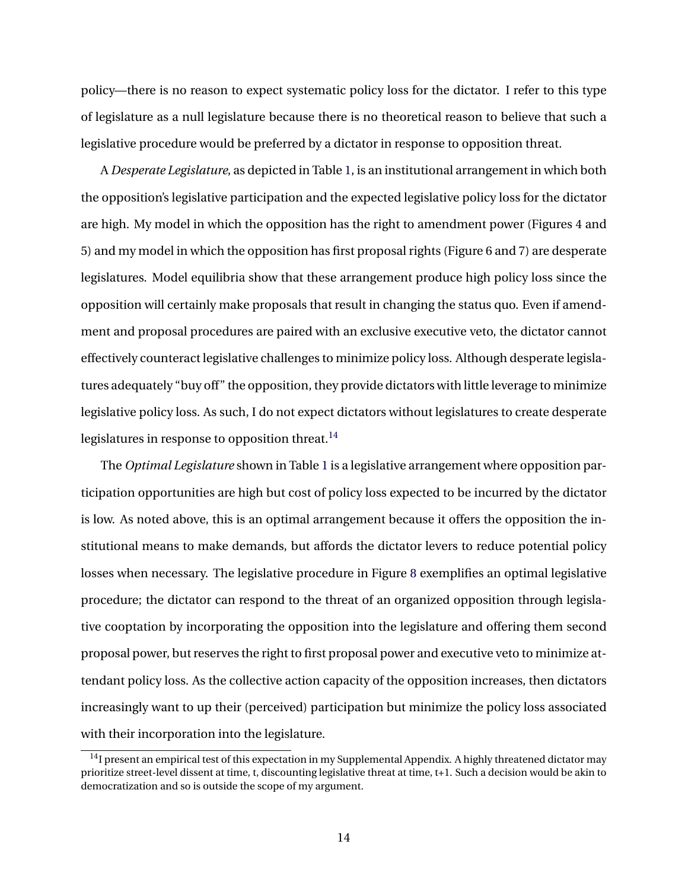policy—there is no reason to expect systematic policy loss for the dictator. I refer to this type of legislature as a null legislature because there is no theoretical reason to believe that such a legislative procedure would be preferred by a dictator in response to opposition threat.

A *Desperate Legislature*, as depicted in Table 1, is an institutional arrangement in which both the opposition's legislative participation and the expected legislative policy loss for the dictator are high. My model in which the opposition has the right to amendment power (Figures 4 and 5) and my model in which the opposition has first proposal rights (Figure 6 and 7) are desperate legislatures. Model equilibria show that these arrangement produce high policy loss since the opposition will certainly make proposals that result in changing the status quo. Even if amendment and proposal procedures are paired with an exclusive executive veto, the dictator cannot effectively counteract legislative challenges to minimize policy loss. Although desperate legislatures adequately "buy off" the opposition, they provide dictators with little leverage to minimize legislative policy loss. As such, I do not expect dictators without legislatures to create desperate legislatures in response to opposition threat.[14]

The *Optimal Legislature* shown in Table 1 is a legislative arrangement where opposition participation opportunities are high but cost of policy loss expected to be incurred by the dictator is low. As noted above, this is an optimal arrangement because it offers the opposition the institutional means to make demands, but affords the dictator levers to reduce potential policy losses when necessary. The legislative procedure in Figure 8 exemplifies an optimal legislative procedure; the dictator can respond to the threat of an organized opposition through legislative cooptation by incorporating the opposition into the legislature and offering them second proposal power, but reserves the right to first proposal power and executive veto to minimize attendant policy loss. As the collective action capacity of the opposition increases, then dictators increasingly want to up their (perceived) participation but minimize the policy loss associated with their incorporation into the legislature.

[14] I present an empirical test of this expectation in my Supplemental Appendix. A highly threatened dictator may prioritize street-level dissent at time, t, discounting legislative threat at time, t+1. Such a decision would be akin to democratization and so is outside the scope of my argument.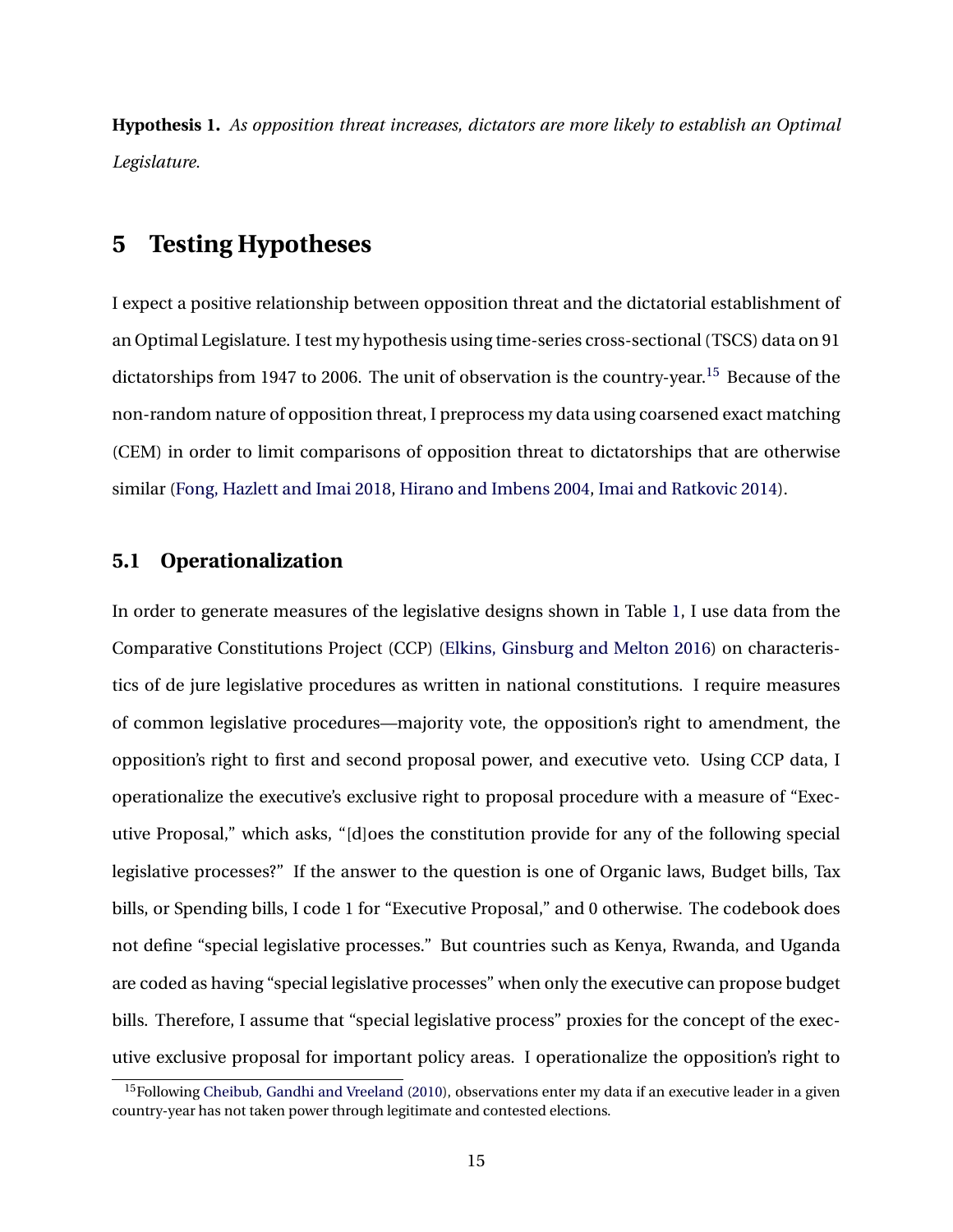**Hypothesis 1.** *As opposition threat increases, dictators are more likely to establish an Optimal Legislature.*

# 5 Testing Hypotheses

I expect a positive relationship between opposition threat and the dictatorial establishment of an Optimal Legislature. I test my hypothesis using time-series cross-sectional (TSCS) data on 91 dictatorships from 1947 to 2006. The unit of observation is the country-year.[15] Because of the non-random nature of opposition threat, I preprocess my data using coarsened exact matching (CEM) in order to limit comparisons of opposition threat to dictatorships that are otherwise similar (Fong, Hazlett and Imai 2018, Hirano and Imbens 2004, Imai and Ratkovic 2014).

## 5.1 Operationalization

In order to generate measures of the legislative designs shown in Table 1, I use data from the Comparative Constitutions Project (CCP) (Elkins, Ginsburg and Melton 2016) on characteristics of de jure legislative procedures as written in national constitutions. I require measures of common legislative procedures—majority vote, the opposition's right to amendment, the opposition's right to first and second proposal power, and executive veto. Using CCP data, I operationalize the executive's exclusive right to proposal procedure with a measure of "Executive Proposal," which asks, "[d]oes the constitution provide for any of the following special legislative processes?" If the answer to the question is one of Organic laws, Budget bills, Tax bills, or Spending bills, I code 1 for "Executive Proposal," and 0 otherwise. The codebook does not define "special legislative processes." But countries such as Kenya, Rwanda, and Uganda are coded as having "special legislative processes" when only the executive can propose budget bills. Therefore, I assume that "special legislative process" proxies for the concept of the executive exclusive proposal for important policy areas. I operationalize the opposition's right to

[15] Following Cheibub, Gandhi and Vreeland (2010), observations enter my data if an executive leader in a given country-year has not taken power through legitimate and contested elections.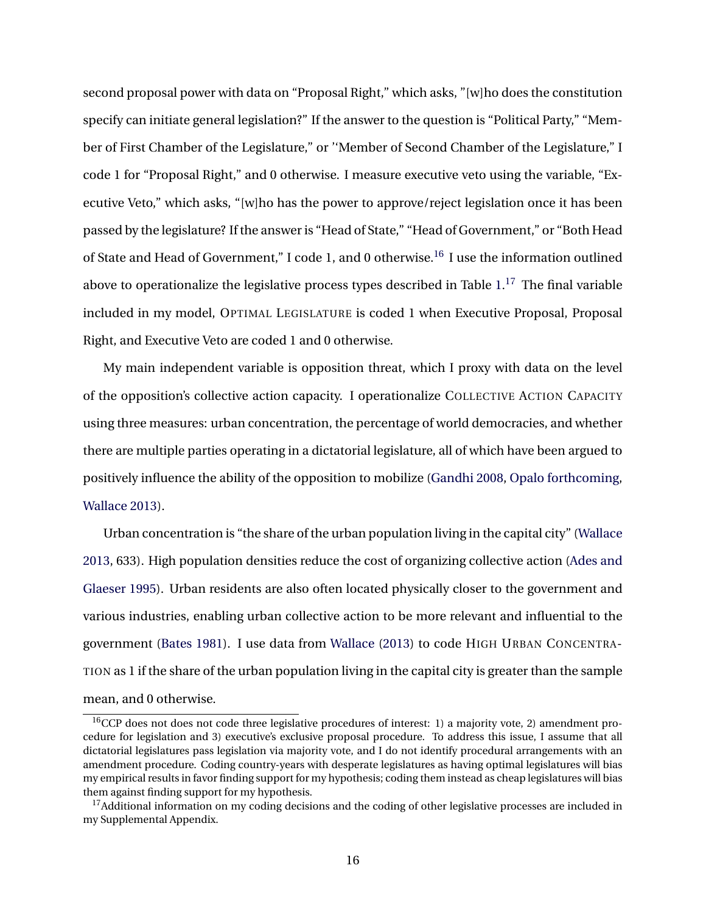second proposal power with data on "Proposal Right," which asks, "[w]ho does the constitution specify can initiate general legislation?" If the answer to the question is "Political Party," "Member of First Chamber of the Legislature," or "'Member of Second Chamber of the Legislature," I code 1 for "Proposal Right," and 0 otherwise. I measure executive veto using the variable, "Executive Veto," which asks, "[w]ho has the power to approve/reject legislation once it has been passed by the legislature? If the answer is "Head of State," "Head of Government," or "Both Head of State and Head of Government," I code 1, and 0 otherwise.[16] I use the information outlined above to operationalize the legislative process types described in Table 1.[17] The final variable included in my model, OPTIMAL LEGISLATURE is coded 1 when Executive Proposal, Proposal Right, and Executive Veto are coded 1 and 0 otherwise.

My main independent variable is opposition threat, which I proxy with data on the level of the opposition's collective action capacity. I operationalize COLLECTIVE ACTION CAPACITY using three measures: urban concentration, the percentage of world democracies, and whether there are multiple parties operating in a dictatorial legislature, all of which have been argued to positively influence the ability of the opposition to mobilize (Gandhi 2008, Opalo forthcoming, Wallace 2013).

Urban concentration is "the share of the urban population living in the capital city" (Wallace 2013, 633). High population densities reduce the cost of organizing collective action (Ades and Glaeser 1995). Urban residents are also often located physically closer to the government and various industries, enabling urban collective action to be more relevant and influential to the government (Bates 1981). I use data from Wallace (2013) to code HIGH URBAN CONCENTRATION as 1 if the share of the urban population living in the capital city is greater than the sample mean, and 0 otherwise.

---

[16] CCP does not does not code three legislative procedures of interest: 1) a majority vote, 2) amendment procedure for legislation and 3) executive's exclusive proposal procedure. To address this issue, I assume that all dictatorial legislatures pass legislation via majority vote, and I do not identify procedural arrangements with an amendment procedure. Coding country-years with desperate legislatures as having optimal legislatures will bias my empirical results in favor finding support for my hypothesis; coding them instead as cheap legislatures will bias them against finding support for my hypothesis.

[17] Additional information on my coding decisions and the coding of other legislative processes are included in my Supplemental Appendix.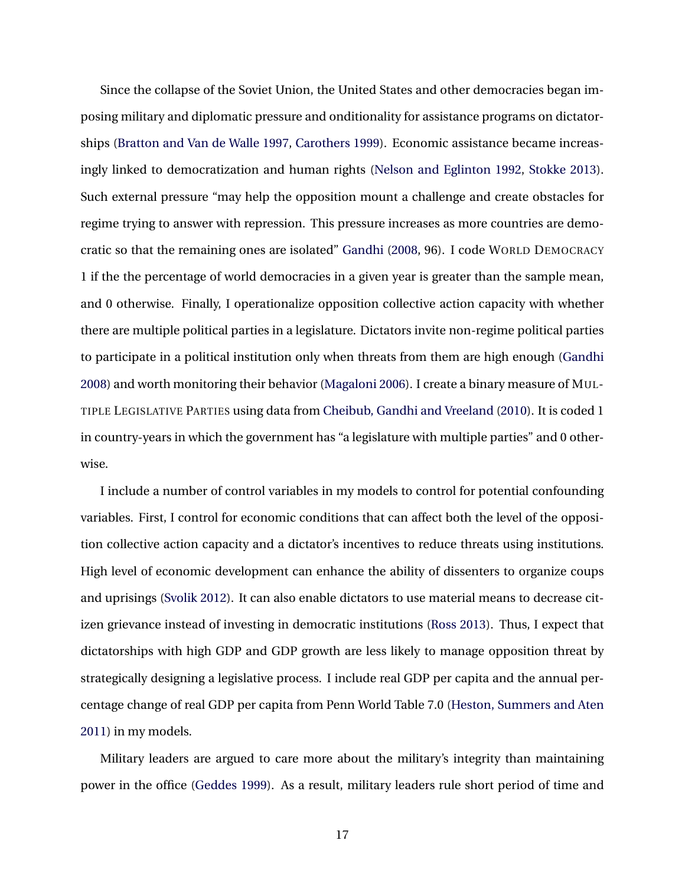Since the collapse of the Soviet Union, the United States and other democracies began imposing military and diplomatic pressure and onditionality for assistance programs on dictatorships (Bratton and Van de Walle 1997, Carothers 1999). Economic assistance became increasingly linked to democratization and human rights (Nelson and Eglinton 1992, Stokke 2013). Such external pressure "may help the opposition mount a challenge and create obstacles for regime trying to answer with repression. This pressure increases as more countries are democratic so that the remaining ones are isolated" Gandhi (2008, 96). I code WORLD DEMOCRACY 1 if the the percentage of world democracies in a given year is greater than the sample mean, and 0 otherwise. Finally, I operationalize opposition collective action capacity with whether there are multiple political parties in a legislature. Dictators invite non-regime political parties to participate in a political institution only when threats from them are high enough (Gandhi 2008) and worth monitoring their behavior (Magaloni 2006). I create a binary measure of MULTIPLE LEGISLATIVE PARTIES using data from Cheibub, Gandhi and Vreeland (2010). It is coded 1 in country-years in which the government has "a legislature with multiple parties" and 0 otherwise.

I include a number of control variables in my models to control for potential confounding variables. First, I control for economic conditions that can affect both the level of the opposition collective action capacity and a dictator's incentives to reduce threats using institutions. High level of economic development can enhance the ability of dissenters to organize coups and uprisings (Svolik 2012). It can also enable dictators to use material means to decrease citizen grievance instead of investing in democratic institutions (Ross 2013). Thus, I expect that dictatorships with high GDP and GDP growth are less likely to manage opposition threat by strategically designing a legislative process. I include real GDP per capita and the annual percentage change of real GDP per capita from Penn World Table 7.0 (Heston, Summers and Aten 2011) in my models.

Military leaders are argued to care more about the military's integrity than maintaining power in the office (Geddes 1999). As a result, military leaders rule short period of time and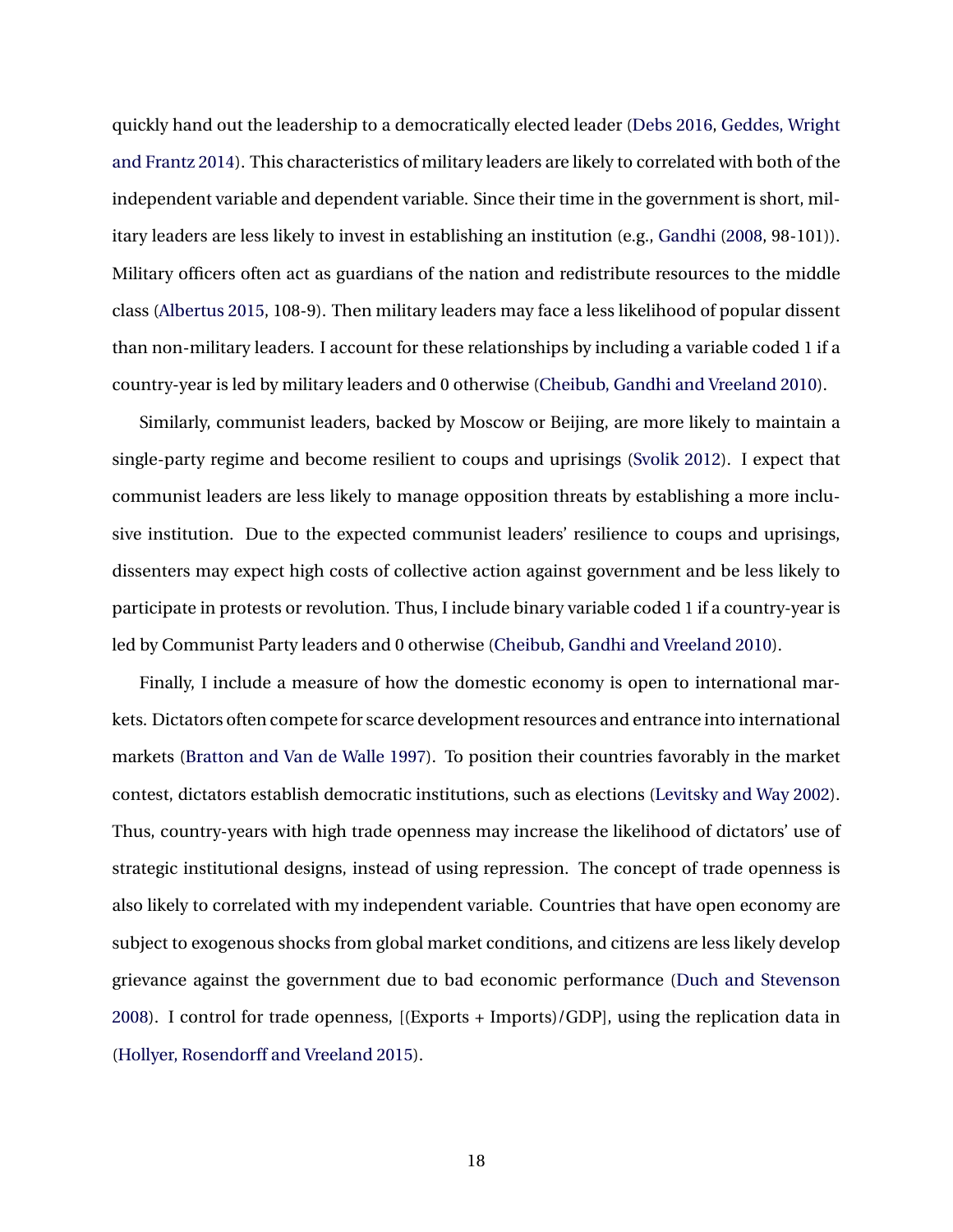quickly hand out the leadership to a democratically elected leader (Debs 2016, Geddes, Wright and Frantz 2014). This characteristics of military leaders are likely to correlated with both of the independent variable and dependent variable. Since their time in the government is short, military leaders are less likely to invest in establishing an institution (e.g., Gandhi (2008, 98-101)). Military officers often act as guardians of the nation and redistribute resources to the middle class (Albertus 2015, 108-9). Then military leaders may face a less likelihood of popular dissent than non-military leaders. I account for these relationships by including a variable coded 1 if a country-year is led by military leaders and 0 otherwise (Cheibub, Gandhi and Vreeland 2010).

Similarly, communist leaders, backed by Moscow or Beijing, are more likely to maintain a single-party regime and become resilient to coups and uprisings (Svolik 2012). I expect that communist leaders are less likely to manage opposition threats by establishing a more inclusive institution. Due to the expected communist leaders' resilience to coups and uprisings, dissenters may expect high costs of collective action against government and be less likely to participate in protests or revolution. Thus, I include binary variable coded 1 if a country-year is led by Communist Party leaders and 0 otherwise (Cheibub, Gandhi and Vreeland 2010).

Finally, I include a measure of how the domestic economy is open to international markets. Dictators often compete for scarce development resources and entrance into international markets (Bratton and Van de Walle 1997). To position their countries favorably in the market contest, dictators establish democratic institutions, such as elections (Levitsky and Way 2002). Thus, country-years with high trade openness may increase the likelihood of dictators' use of strategic institutional designs, instead of using repression. The concept of trade openness is also likely to correlated with my independent variable. Countries that have open economy are subject to exogenous shocks from global market conditions, and citizens are less likely develop grievance against the government due to bad economic performance (Duch and Stevenson 2008). I control for trade openness, [(Exports + Imports)/GDP], using the replication data in (Hollyer, Rosendorff and Vreeland 2015).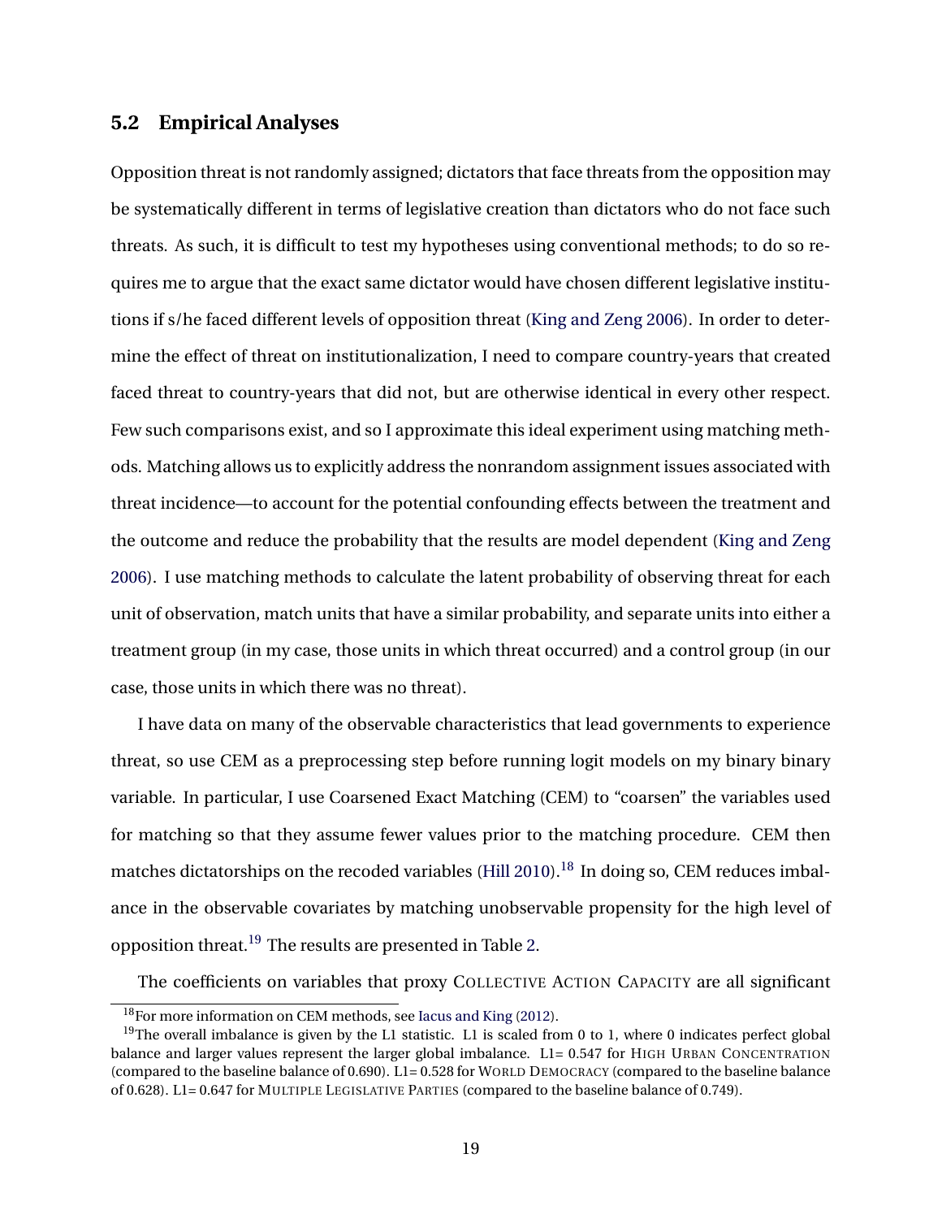## 5.2 Empirical Analyses

Opposition threat is not randomly assigned; dictators that face threats from the opposition may be systematically different in terms of legislative creation than dictators who do not face such threats. As such, it is difficult to test my hypotheses using conventional methods; to do so requires me to argue that the exact same dictator would have chosen different legislative institutions if s/he faced different levels of opposition threat (King and Zeng 2006). In order to determine the effect of threat on institutionalization, I need to compare country-years that created faced threat to country-years that did not, but are otherwise identical in every other respect. Few such comparisons exist, and so I approximate this ideal experiment using matching methods. Matching allows us to explicitly address the nonrandom assignment issues associated with threat incidence—to account for the potential confounding effects between the treatment and the outcome and reduce the probability that the results are model dependent (King and Zeng 2006). I use matching methods to calculate the latent probability of observing threat for each unit of observation, match units that have a similar probability, and separate units into either a treatment group (in my case, those units in which threat occurred) and a control group (in our case, those units in which there was no threat).

I have data on many of the observable characteristics that lead governments to experience threat, so use CEM as a preprocessing step before running logit models on my binary binary variable. In particular, I use Coarsened Exact Matching (CEM) to "coarsen" the variables used for matching so that they assume fewer values prior to the matching procedure. CEM then matches dictatorships on the recoded variables (Hill 2010).[18] In doing so, CEM reduces imbalance in the observable covariates by matching unobservable propensity for the high level of opposition threat.[19] The results are presented in Table 2.

The coefficients on variables that proxy Collective Action Capacity are all significant

[18] For more information on CEM methods, see Iacus and King (2012).

[19] The overall imbalance is given by the L1 statistic. L1 is scaled from 0 to 1, where 0 indicates perfect global balance and larger values represent the larger global imbalance. L1= 0.547 for High Urban Concentration (compared to the baseline balance of 0.690). L1= 0.528 for World Democracy (compared to the baseline balance of 0.628). L1= 0.647 for Multiple Legislative Parties (compared to the baseline balance of 0.749).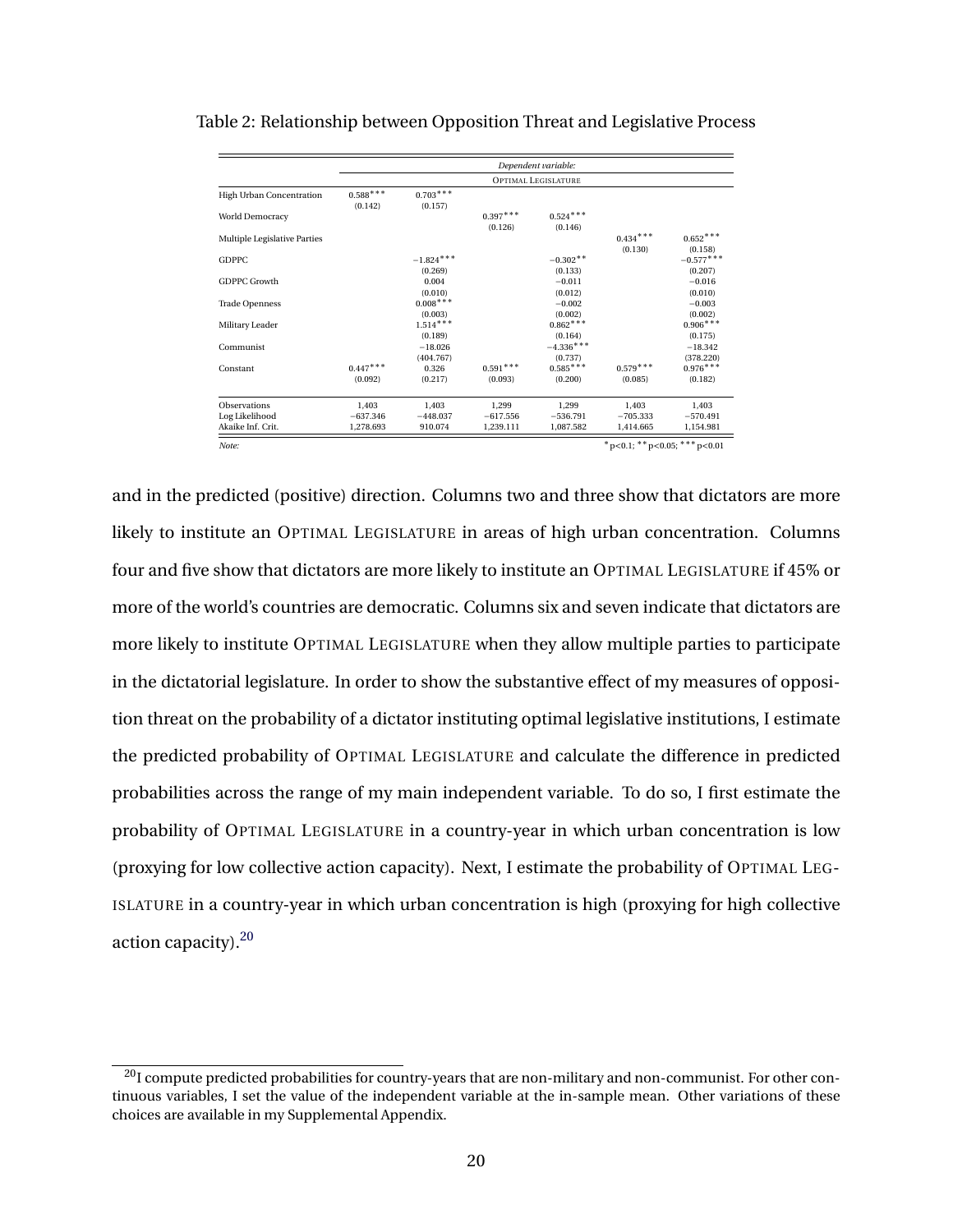Table 2: Relationship between Opposition Threat and Legislative Process

| | *Dependent variable:* | | | | | |
|---|---|---|---|---|---|---|
| | OPTIMAL LEGISLATURE | | | | | |
| High Urban Concentration | 0.588*** | 0.703*** | | | | |
| | (0.142) | (0.157) | | | | |
| World Democracy | | | 0.397*** | 0.524*** | | |
| | | | (0.126) | (0.146) | | |
| Multiple Legislative Parties | | | | | 0.434*** | 0.652*** |
| | | | | | (0.130) | (0.158) |
| GDPPC | | −1.824*** | | −0.302** | | −0.577*** |
| | | (0.269) | | (0.133) | | (0.207) |
| GDPPC Growth | | 0.004 | | −0.011 | | −0.016 |
| | | (0.010) | | (0.012) | | (0.010) |
| Trade Openness | | 0.008*** | | −0.002 | | −0.003 |
| | | (0.003) | | (0.002) | | (0.002) |
| Military Leader | | 1.514*** | | 0.862*** | | 0.906*** |
| | | (0.189) | | (0.164) | | (0.175) |
| Communist | | −18.026 | | −4.336*** | | −18.342 |
| | | (404.767) | | (0.737) | | (378.220) |
| Constant | 0.447*** | 0.326 | 0.591*** | 0.585*** | 0.579*** | 0.976*** |
| | (0.092) | (0.217) | (0.093) | (0.200) | (0.085) | (0.182) |
| Observations | 1,403 | 1,403 | 1,299 | 1,299 | 1,403 | 1,403 |
| Log Likelihood | −637.346 | −448.037 | −617.556 | −536.791 | −705.333 | −570.491 |
| Akaike Inf. Crit. | 1,278.693 | 910.074 | 1,239.111 | 1,087.582 | 1,414.665 | 1,154.981 |
| *Note:* | | | | | | *p<0.1; **p<0.05; ***p<0.01 |

and in the predicted (positive) direction. Columns two and three show that dictators are more likely to institute an OPTIMAL LEGISLATURE in areas of high urban concentration. Columns four and five show that dictators are more likely to institute an OPTIMAL LEGISLATURE if 45% or more of the world's countries are democratic. Columns six and seven indicate that dictators are more likely to institute OPTIMAL LEGISLATURE when they allow multiple parties to participate in the dictatorial legislature. In order to show the substantive effect of my measures of opposition threat on the probability of a dictator instituting optimal legislative institutions, I estimate the predicted probability of OPTIMAL LEGISLATURE and calculate the difference in predicted probabilities across the range of my main independent variable. To do so, I first estimate the probability of OPTIMAL LEGISLATURE in a country-year in which urban concentration is low (proxying for low collective action capacity). Next, I estimate the probability of OPTIMAL LEGISLATURE in a country-year in which urban concentration is high (proxying for high collective action capacity).[20]

[20] I compute predicted probabilities for country-years that are non-military and non-communist. For other continuous variables, I set the value of the independent variable at the in-sample mean. Other variations of these choices are available in my Supplemental Appendix.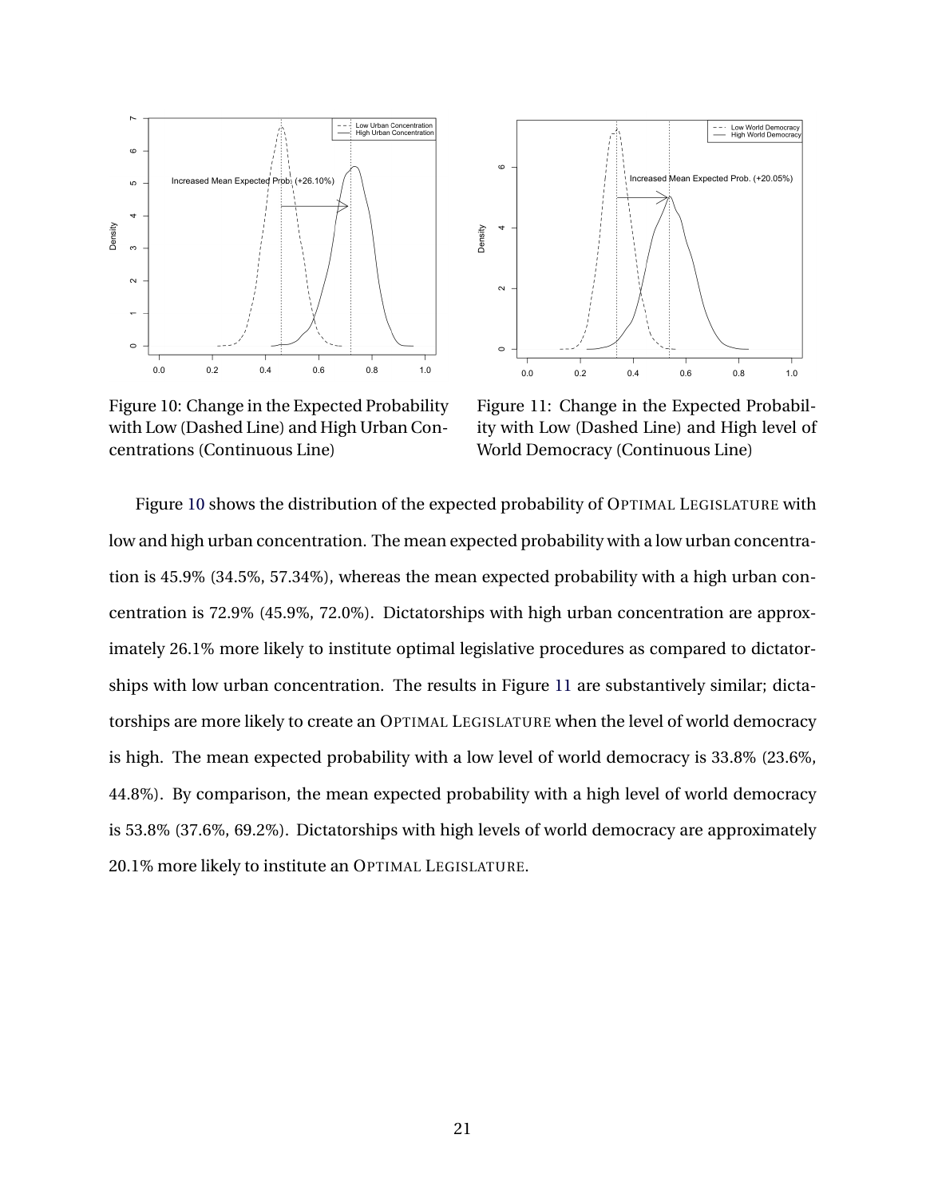Figure 10: Change in the Expected Probability with Low (Dashed Line) and High Urban Concentrations (Continuous Line)

Figure 11: Change in the Expected Probability with Low (Dashed Line) and High level of World Democracy (Continuous Line)

Figure 10 shows the distribution of the expected probability of OPTIMAL LEGISLATURE with low and high urban concentration. The mean expected probability with a low urban concentration is 45.9% (34.5%, 57.34%), whereas the mean expected probability with a high urban concentration is 72.9% (45.9%, 72.0%). Dictatorships with high urban concentration are approximately 26.1% more likely to institute optimal legislative procedures as compared to dictatorships with low urban concentration. The results in Figure 11 are substantively similar; dictatorships are more likely to create an OPTIMAL LEGISLATURE when the level of world democracy is high. The mean expected probability with a low level of world democracy is 33.8% (23.6%, 44.8%). By comparison, the mean expected probability with a high level of world democracy is 53.8% (37.6%, 69.2%). Dictatorships with high levels of world democracy are approximately 20.1% more likely to institute an OPTIMAL LEGISLATURE.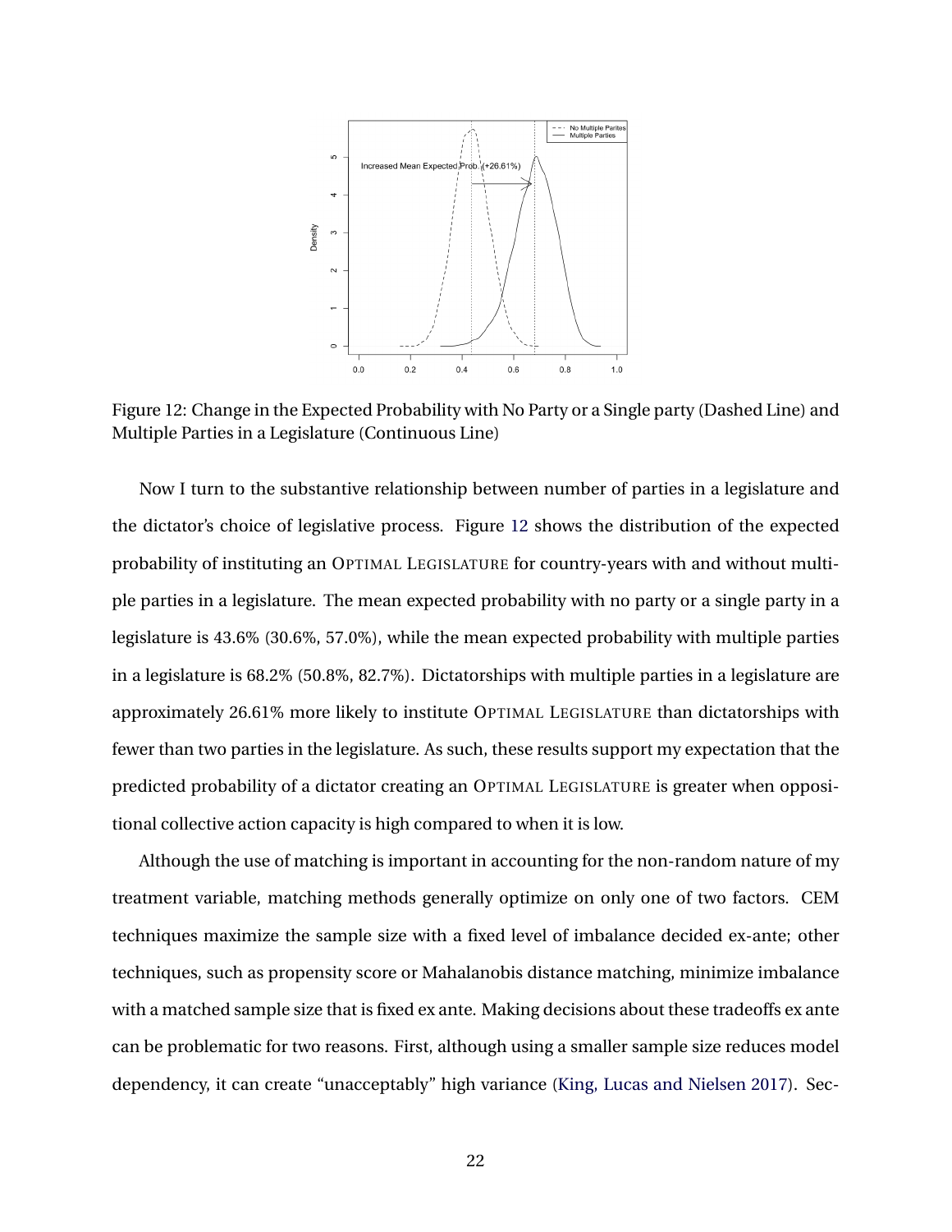Figure 12: Change in the Expected Probability with No Party or a Single party (Dashed Line) and Multiple Parties in a Legislature (Continuous Line)

Now I turn to the substantive relationship between number of parties in a legislature and the dictator's choice of legislative process. Figure 12 shows the distribution of the expected probability of instituting an OPTIMAL LEGISLATURE for country-years with and without multiple parties in a legislature. The mean expected probability with no party or a single party in a legislature is 43.6% (30.6%, 57.0%), while the mean expected probability with multiple parties in a legislature is 68.2% (50.8%, 82.7%). Dictatorships with multiple parties in a legislature are approximately 26.61% more likely to institute OPTIMAL LEGISLATURE than dictatorships with fewer than two parties in the legislature. As such, these results support my expectation that the predicted probability of a dictator creating an OPTIMAL LEGISLATURE is greater when oppositional collective action capacity is high compared to when it is low.

Although the use of matching is important in accounting for the non-random nature of my treatment variable, matching methods generally optimize on only one of two factors. CEM techniques maximize the sample size with a fixed level of imbalance decided ex-ante; other techniques, such as propensity score or Mahalanobis distance matching, minimize imbalance with a matched sample size that is fixed ex ante. Making decisions about these tradeoffs ex ante can be problematic for two reasons. First, although using a smaller sample size reduces model dependency, it can create "unacceptably" high variance (King, Lucas and Nielsen 2017). Sec-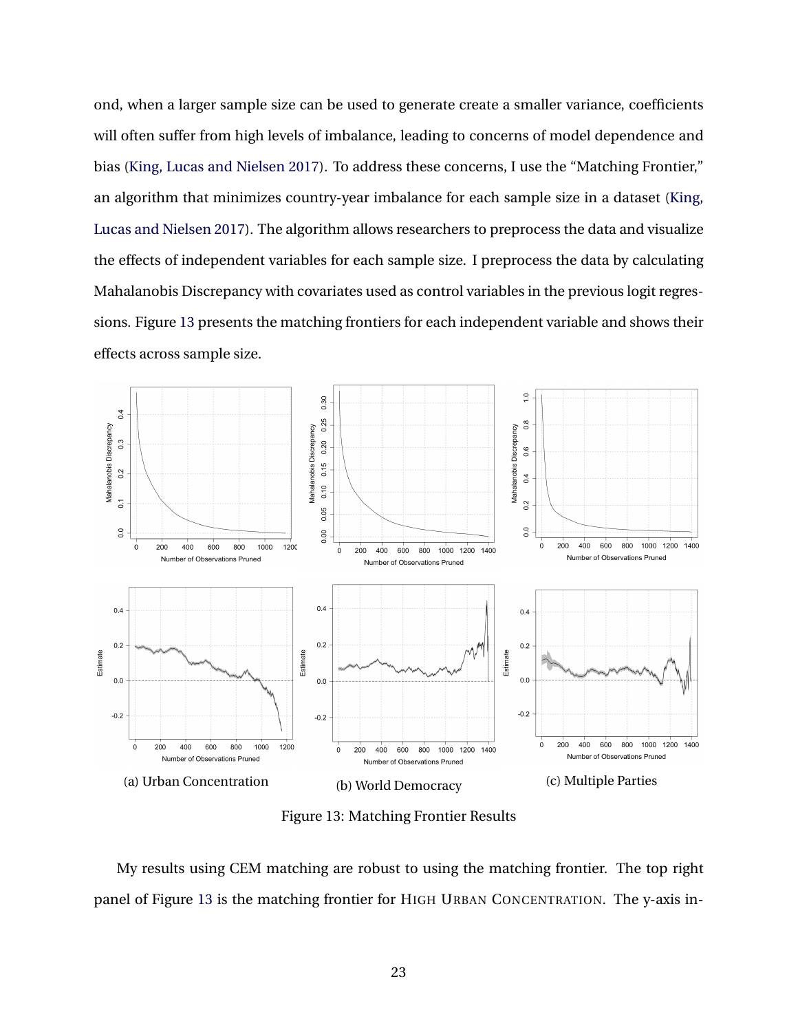ond, when a larger sample size can be used to generate create a smaller variance, coefficients will often suffer from high levels of imbalance, leading to concerns of model dependence and bias (King, Lucas and Nielsen 2017). To address these concerns, I use the "Matching Frontier," an algorithm that minimizes country-year imbalance for each sample size in a dataset (King, Lucas and Nielsen 2017). The algorithm allows researchers to preprocess the data and visualize the effects of independent variables for each sample size. I preprocess the data by calculating Mahalanobis Discrepancy with covariates used as control variables in the previous logit regressions. Figure 13 presents the matching frontiers for each independent variable and shows their effects across sample size.

(a) Urban Concentration

(b) World Democracy

(c) Multiple Parties

Figure 13: Matching Frontier Results

My results using CEM matching are robust to using the matching frontier. The top right panel of Figure 13 is the matching frontier for HIGH URBAN CONCENTRATION. The y-axis in-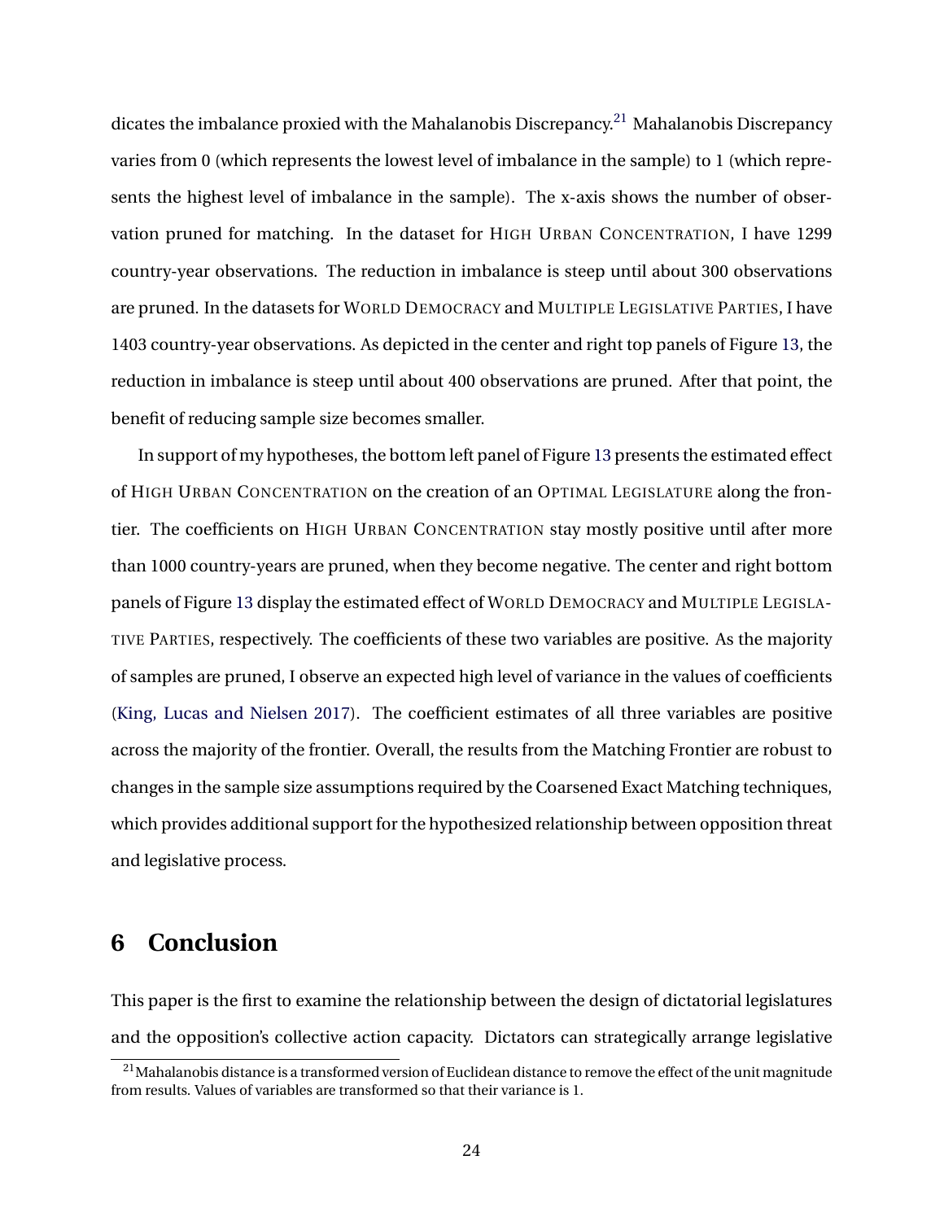dicates the imbalance proxied with the Mahalanobis Discrepancy.[21] Mahalanobis Discrepancy varies from 0 (which represents the lowest level of imbalance in the sample) to 1 (which represents the highest level of imbalance in the sample). The x-axis shows the number of observation pruned for matching. In the dataset for HIGH URBAN CONCENTRATION, I have 1299 country-year observations. The reduction in imbalance is steep until about 300 observations are pruned. In the datasets for WORLD DEMOCRACY and MULTIPLE LEGISLATIVE PARTIES, I have 1403 country-year observations. As depicted in the center and right top panels of Figure 13, the reduction in imbalance is steep until about 400 observations are pruned. After that point, the benefit of reducing sample size becomes smaller.

In support of my hypotheses, the bottom left panel of Figure 13 presents the estimated effect of HIGH URBAN CONCENTRATION on the creation of an OPTIMAL LEGISLATURE along the frontier. The coefficients on HIGH URBAN CONCENTRATION stay mostly positive until after more than 1000 country-years are pruned, when they become negative. The center and right bottom panels of Figure 13 display the estimated effect of WORLD DEMOCRACY and MULTIPLE LEGISLATIVE PARTIES, respectively. The coefficients of these two variables are positive. As the majority of samples are pruned, I observe an expected high level of variance in the values of coefficients (King, Lucas and Nielsen 2017). The coefficient estimates of all three variables are positive across the majority of the frontier. Overall, the results from the Matching Frontier are robust to changes in the sample size assumptions required by the Coarsened Exact Matching techniques, which provides additional support for the hypothesized relationship between opposition threat and legislative process.

## 6 Conclusion

This paper is the first to examine the relationship between the design of dictatorial legislatures and the opposition's collective action capacity. Dictators can strategically arrange legislative

[21] Mahalanobis distance is a transformed version of Euclidean distance to remove the effect of the unit magnitude from results. Values of variables are transformed so that their variance is 1.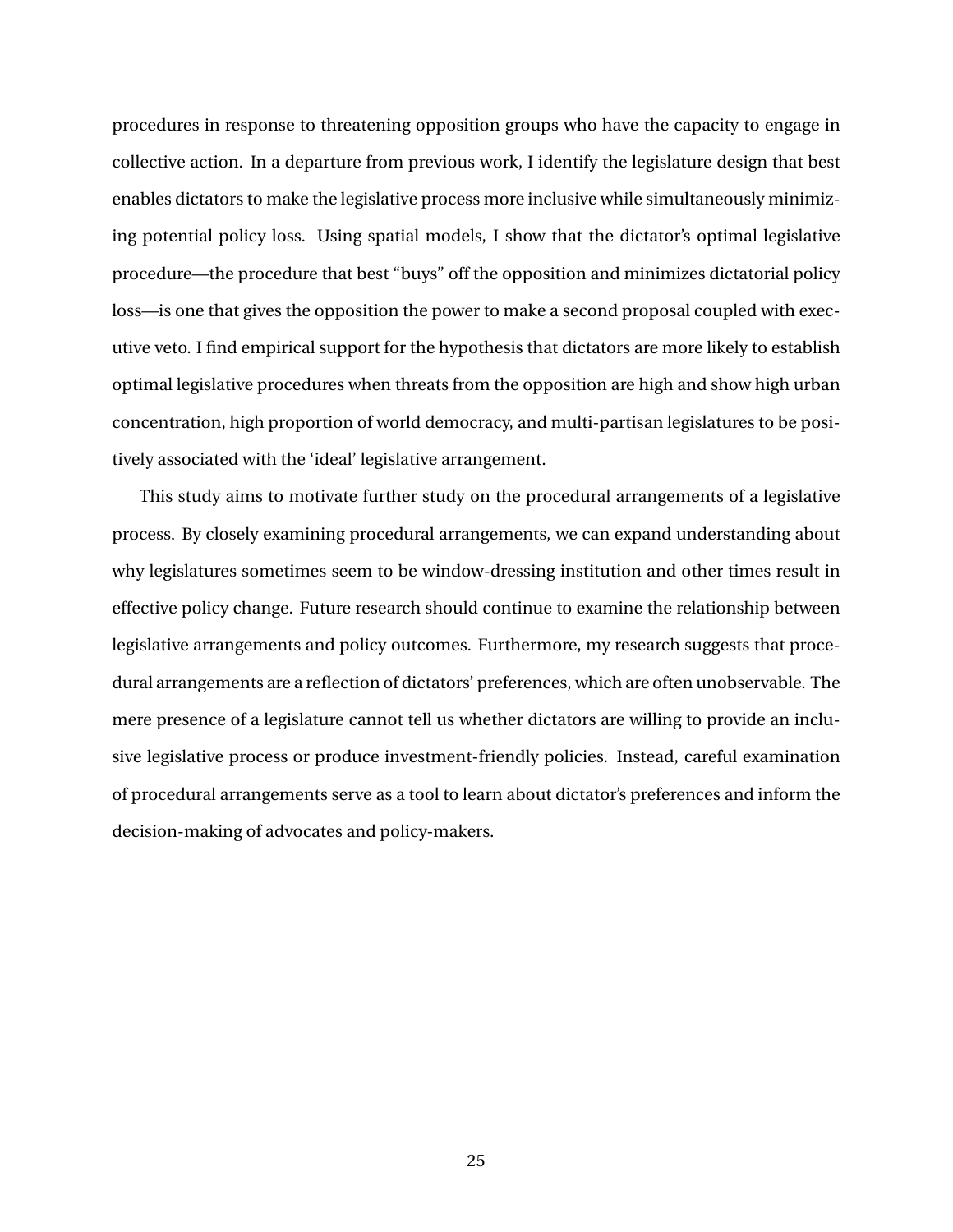procedures in response to threatening opposition groups who have the capacity to engage in collective action. In a departure from previous work, I identify the legislature design that best enables dictators to make the legislative process more inclusive while simultaneously minimizing potential policy loss. Using spatial models, I show that the dictator's optimal legislative procedure—the procedure that best "buys" off the opposition and minimizes dictatorial policy loss—is one that gives the opposition the power to make a second proposal coupled with executive veto. I find empirical support for the hypothesis that dictators are more likely to establish optimal legislative procedures when threats from the opposition are high and show high urban concentration, high proportion of world democracy, and multi-partisan legislatures to be positively associated with the 'ideal' legislative arrangement.

This study aims to motivate further study on the procedural arrangements of a legislative process. By closely examining procedural arrangements, we can expand understanding about why legislatures sometimes seem to be window-dressing institution and other times result in effective policy change. Future research should continue to examine the relationship between legislative arrangements and policy outcomes. Furthermore, my research suggests that procedural arrangements are a reflection of dictators' preferences, which are often unobservable. The mere presence of a legislature cannot tell us whether dictators are willing to provide an inclusive legislative process or produce investment-friendly policies. Instead, careful examination of procedural arrangements serve as a tool to learn about dictator's preferences and inform the decision-making of advocates and policy-makers.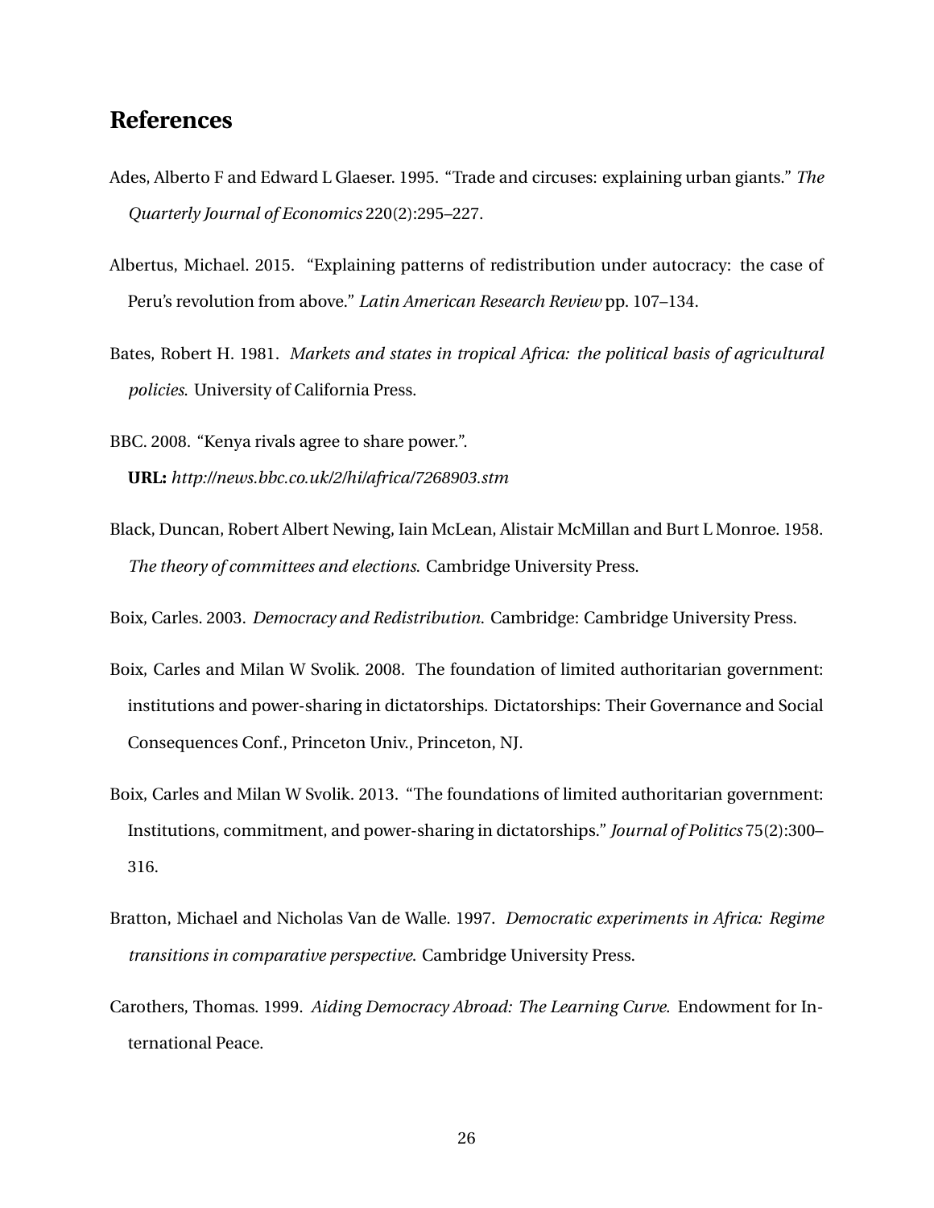## References

Ades, Alberto F and Edward L Glaeser. 1995. "Trade and circuses: explaining urban giants." *The Quarterly Journal of Economics* 220(2):295–227.

Albertus, Michael. 2015. "Explaining patterns of redistribution under autocracy: the case of Peru's revolution from above." *Latin American Research Review* pp. 107–134.

Bates, Robert H. 1981. *Markets and states in tropical Africa: the political basis of agricultural policies*. University of California Press.

BBC. 2008. "Kenya rivals agree to share power.".
**URL:** *http://news.bbc.co.uk/2/hi/africa/7268903.stm*

Black, Duncan, Robert Albert Newing, Iain McLean, Alistair McMillan and Burt L Monroe. 1958. *The theory of committees and elections*. Cambridge University Press.

Boix, Carles. 2003. *Democracy and Redistribution*. Cambridge: Cambridge University Press.

Boix, Carles and Milan W Svolik. 2008. The foundation of limited authoritarian government: institutions and power-sharing in dictatorships. Dictatorships: Their Governance and Social Consequences Conf., Princeton Univ., Princeton, NJ.

Boix, Carles and Milan W Svolik. 2013. "The foundations of limited authoritarian government: Institutions, commitment, and power-sharing in dictatorships." *Journal of Politics* 75(2):300–316.

Bratton, Michael and Nicholas Van de Walle. 1997. *Democratic experiments in Africa: Regime transitions in comparative perspective*. Cambridge University Press.

Carothers, Thomas. 1999. *Aiding Democracy Abroad: The Learning Curve*. Endowment for International Peace.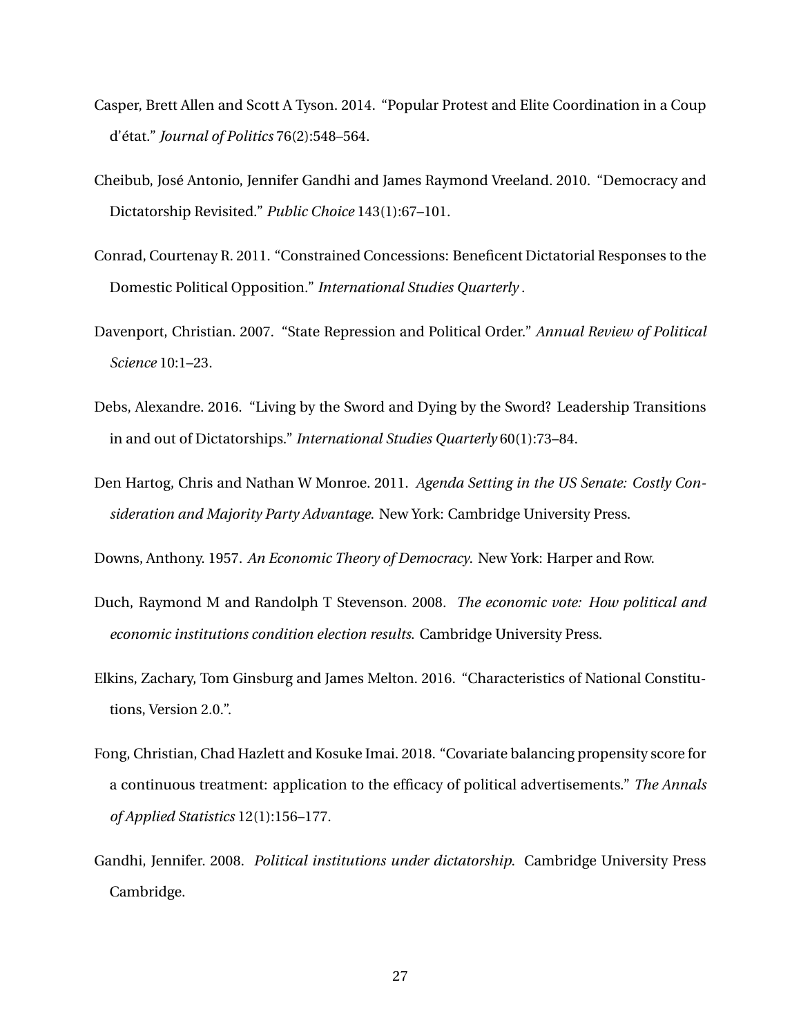Casper, Brett Allen and Scott A Tyson. 2014. "Popular Protest and Elite Coordination in a Coup d'état." *Journal of Politics* 76(2):548–564.

Cheibub, José Antonio, Jennifer Gandhi and James Raymond Vreeland. 2010. "Democracy and Dictatorship Revisited." *Public Choice* 143(1):67–101.

Conrad, Courtenay R. 2011. "Constrained Concessions: Beneficent Dictatorial Responses to the Domestic Political Opposition." *International Studies Quarterly* .

Davenport, Christian. 2007. "State Repression and Political Order." *Annual Review of Political Science* 10:1–23.

Debs, Alexandre. 2016. "Living by the Sword and Dying by the Sword? Leadership Transitions in and out of Dictatorships." *International Studies Quarterly* 60(1):73–84.

Den Hartog, Chris and Nathan W Monroe. 2011. *Agenda Setting in the US Senate: Costly Consideration and Majority Party Advantage*. New York: Cambridge University Press.

Downs, Anthony. 1957. *An Economic Theory of Democracy*. New York: Harper and Row.

Duch, Raymond M and Randolph T Stevenson. 2008. *The economic vote: How political and economic institutions condition election results*. Cambridge University Press.

Elkins, Zachary, Tom Ginsburg and James Melton. 2016. "Characteristics of National Constitutions, Version 2.0.".

Fong, Christian, Chad Hazlett and Kosuke Imai. 2018. "Covariate balancing propensity score for a continuous treatment: application to the efficacy of political advertisements." *The Annals of Applied Statistics* 12(1):156–177.

Gandhi, Jennifer. 2008. *Political institutions under dictatorship*. Cambridge University Press Cambridge.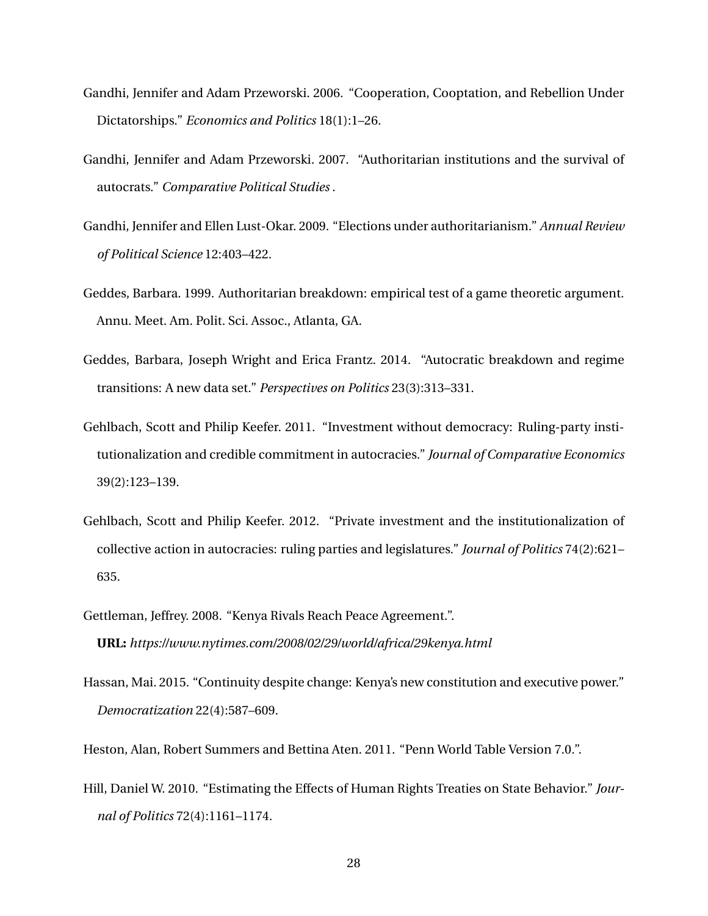Gandhi, Jennifer and Adam Przeworski. 2006. "Cooperation, Cooptation, and Rebellion Under Dictatorships." *Economics and Politics* 18(1):1–26.

Gandhi, Jennifer and Adam Przeworski. 2007. "Authoritarian institutions and the survival of autocrats." *Comparative Political Studies* .

Gandhi, Jennifer and Ellen Lust-Okar. 2009. "Elections under authoritarianism." *Annual Review of Political Science* 12:403–422.

Geddes, Barbara. 1999. Authoritarian breakdown: empirical test of a game theoretic argument. Annu. Meet. Am. Polit. Sci. Assoc., Atlanta, GA.

Geddes, Barbara, Joseph Wright and Erica Frantz. 2014. "Autocratic breakdown and regime transitions: A new data set." *Perspectives on Politics* 23(3):313–331.

Gehlbach, Scott and Philip Keefer. 2011. "Investment without democracy: Ruling-party institutionalization and credible commitment in autocracies." *Journal of Comparative Economics* 39(2):123–139.

Gehlbach, Scott and Philip Keefer. 2012. "Private investment and the institutionalization of collective action in autocracies: ruling parties and legislatures." *Journal of Politics* 74(2):621–635.

Gettleman, Jeffrey. 2008. "Kenya Rivals Reach Peace Agreement.".
**URL:** *https://www.nytimes.com/2008/02/29/world/africa/29kenya.html*

Hassan, Mai. 2015. "Continuity despite change: Kenya's new constitution and executive power." *Democratization* 22(4):587–609.

Heston, Alan, Robert Summers and Bettina Aten. 2011. "Penn World Table Version 7.0.".

Hill, Daniel W. 2010. "Estimating the Effects of Human Rights Treaties on State Behavior." *Journal of Politics* 72(4):1161–1174.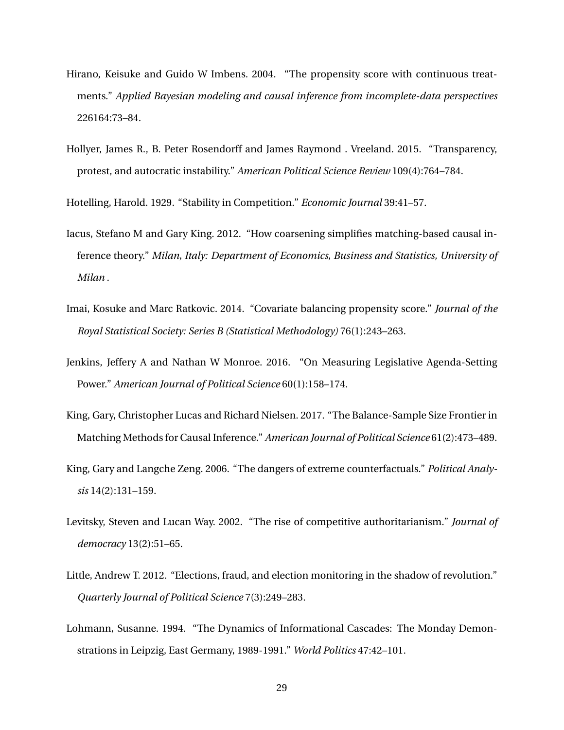Hirano, Keisuke and Guido W Imbens. 2004. "The propensity score with continuous treatments." *Applied Bayesian modeling and causal inference from incomplete-data perspectives* 226164:73–84.

Hollyer, James R., B. Peter Rosendorff and James Raymond . Vreeland. 2015. "Transparency, protest, and autocratic instability." *American Political Science Review* 109(4):764–784.

Hotelling, Harold. 1929. "Stability in Competition." *Economic Journal* 39:41–57.

Iacus, Stefano M and Gary King. 2012. "How coarsening simplifies matching-based causal inference theory." *Milan, Italy: Department of Economics, Business and Statistics, University of Milan* .

Imai, Kosuke and Marc Ratkovic. 2014. "Covariate balancing propensity score." *Journal of the Royal Statistical Society: Series B (Statistical Methodology)* 76(1):243–263.

Jenkins, Jeffery A and Nathan W Monroe. 2016. "On Measuring Legislative Agenda-Setting Power." *American Journal of Political Science* 60(1):158–174.

King, Gary, Christopher Lucas and Richard Nielsen. 2017. "The Balance-Sample Size Frontier in Matching Methods for Causal Inference." *American Journal of Political Science* 61(2):473–489.

King, Gary and Langche Zeng. 2006. "The dangers of extreme counterfactuals." *Political Analysis* 14(2):131–159.

Levitsky, Steven and Lucan Way. 2002. "The rise of competitive authoritarianism." *Journal of democracy* 13(2):51–65.

Little, Andrew T. 2012. "Elections, fraud, and election monitoring in the shadow of revolution." *Quarterly Journal of Political Science* 7(3):249–283.

Lohmann, Susanne. 1994. "The Dynamics of Informational Cascades: The Monday Demonstrations in Leipzig, East Germany, 1989-1991." *World Politics* 47:42–101.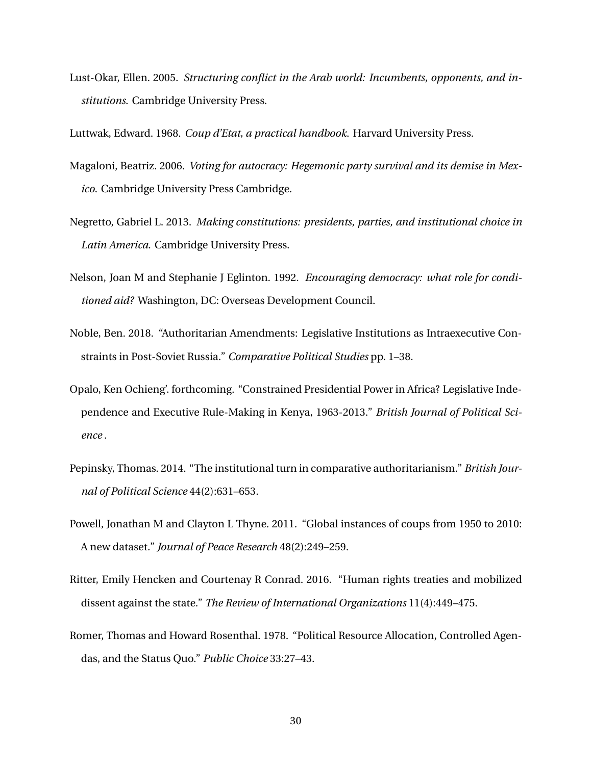Lust-Okar, Ellen. 2005. *Structuring conflict in the Arab world: Incumbents, opponents, and institutions.* Cambridge University Press.

Luttwak, Edward. 1968. *Coup d'Etat, a practical handbook.* Harvard University Press.

Magaloni, Beatriz. 2006. *Voting for autocracy: Hegemonic party survival and its demise in Mexico.* Cambridge University Press Cambridge.

Negretto, Gabriel L. 2013. *Making constitutions: presidents, parties, and institutional choice in Latin America.* Cambridge University Press.

Nelson, Joan M and Stephanie J Eglinton. 1992. *Encouraging democracy: what role for conditioned aid?* Washington, DC: Overseas Development Council.

Noble, Ben. 2018. "Authoritarian Amendments: Legislative Institutions as Intraexecutive Constraints in Post-Soviet Russia." *Comparative Political Studies* pp. 1–38.

Opalo, Ken Ochieng'. forthcoming. "Constrained Presidential Power in Africa? Legislative Independence and Executive Rule-Making in Kenya, 1963-2013." *British Journal of Political Science* .

Pepinsky, Thomas. 2014. "The institutional turn in comparative authoritarianism." *British Journal of Political Science* 44(2):631–653.

Powell, Jonathan M and Clayton L Thyne. 2011. "Global instances of coups from 1950 to 2010: A new dataset." *Journal of Peace Research* 48(2):249–259.

Ritter, Emily Hencken and Courtenay R Conrad. 2016. "Human rights treaties and mobilized dissent against the state." *The Review of International Organizations* 11(4):449–475.

Romer, Thomas and Howard Rosenthal. 1978. "Political Resource Allocation, Controlled Agendas, and the Status Quo." *Public Choice* 33:27–43.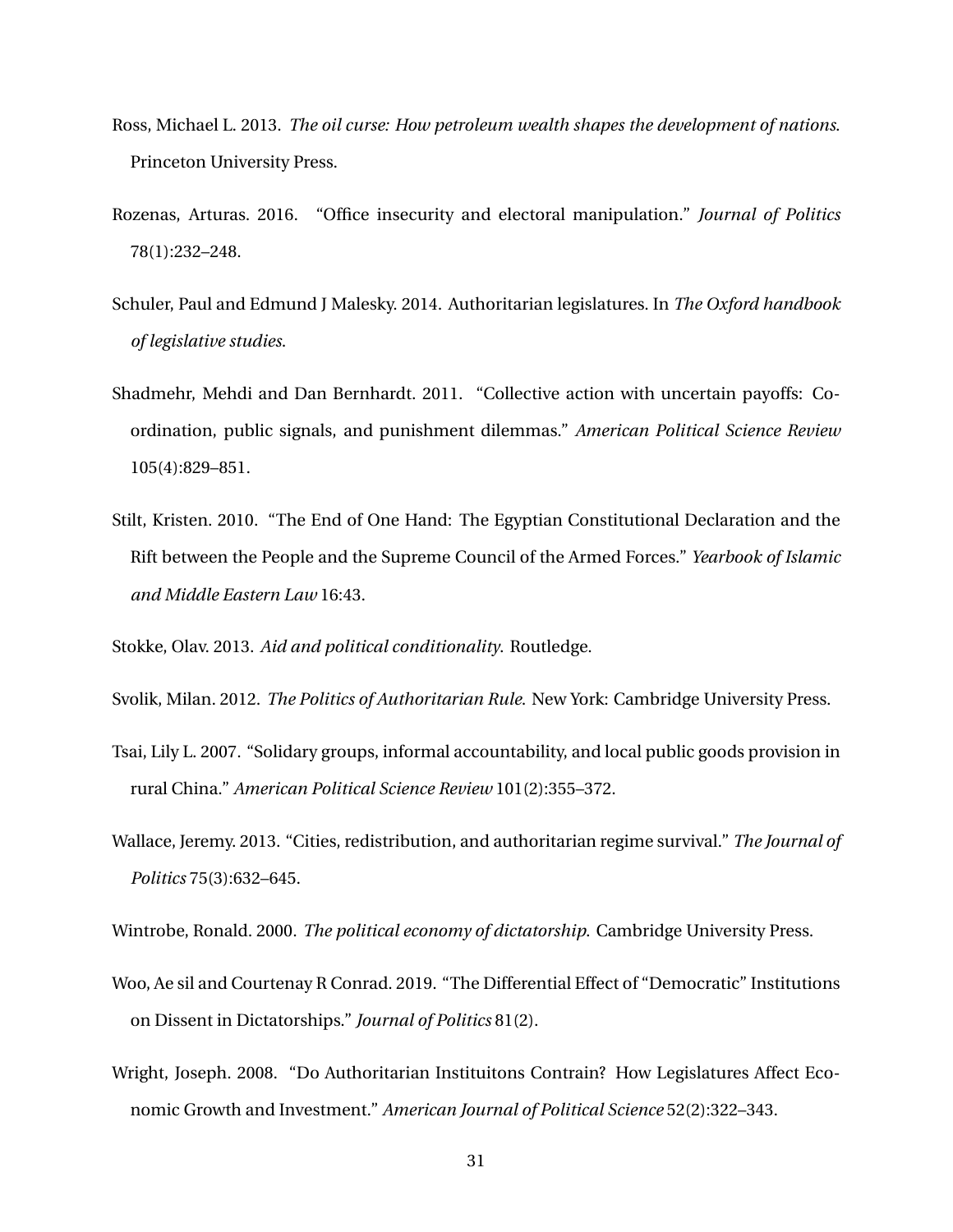Ross, Michael L. 2013. *The oil curse: How petroleum wealth shapes the development of nations*. Princeton University Press.

Rozenas, Arturas. 2016. "Office insecurity and electoral manipulation." *Journal of Politics* 78(1):232–248.

Schuler, Paul and Edmund J Malesky. 2014. Authoritarian legislatures. In *The Oxford handbook of legislative studies*.

Shadmehr, Mehdi and Dan Bernhardt. 2011. "Collective action with uncertain payoffs: Coordination, public signals, and punishment dilemmas." *American Political Science Review* 105(4):829–851.

Stilt, Kristen. 2010. "The End of One Hand: The Egyptian Constitutional Declaration and the Rift between the People and the Supreme Council of the Armed Forces." *Yearbook of Islamic and Middle Eastern Law* 16:43.

Stokke, Olav. 2013. *Aid and political conditionality*. Routledge.

Svolik, Milan. 2012. *The Politics of Authoritarian Rule*. New York: Cambridge University Press.

Tsai, Lily L. 2007. "Solidary groups, informal accountability, and local public goods provision in rural China." *American Political Science Review* 101(2):355–372.

Wallace, Jeremy. 2013. "Cities, redistribution, and authoritarian regime survival." *The Journal of Politics* 75(3):632–645.

Wintrobe, Ronald. 2000. *The political economy of dictatorship*. Cambridge University Press.

Woo, Ae sil and Courtenay R Conrad. 2019. "The Differential Effect of "Democratic" Institutions on Dissent in Dictatorships." *Journal of Politics* 81(2).

Wright, Joseph. 2008. "Do Authoritarian Instituitons Contrain? How Legislatures Affect Economic Growth and Investment." *American Journal of Political Science* 52(2):322–343.